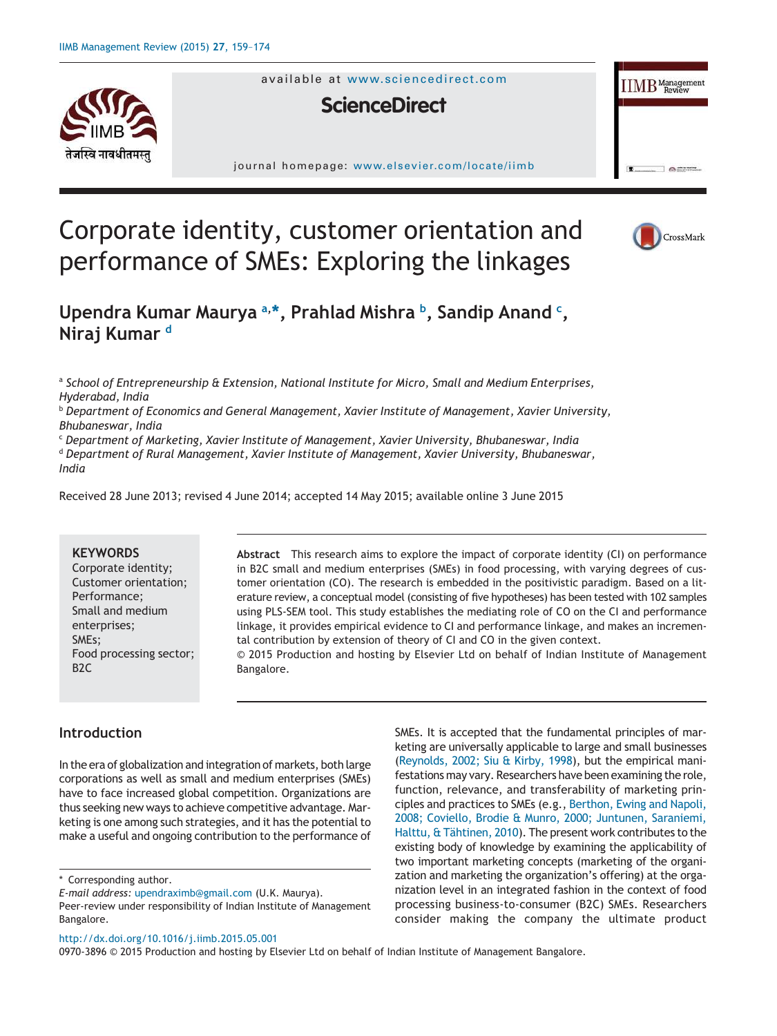# Corporate identity, customer orientation and performance of SMEs: Exploring the linkages

**Upendra Kumar Maurya** [a,*], **Prahlad Mishra** [b], **Sandip Anand** [c], **Niraj Kumar** [d]

[a] *School of Entrepreneurship & Extension, National Institute for Micro, Small and Medium Enterprises, Hyderabad, India*
[b] *Department of Economics and General Management, Xavier Institute of Management, Xavier University, Bhubaneswar, India*
[c] *Department of Marketing, Xavier Institute of Management, Xavier University, Bhubaneswar, India*
[d] *Department of Rural Management, Xavier Institute of Management, Xavier University, Bhubaneswar, India*

Received 28 June 2013; revised 4 June 2014; accepted 14 May 2015; available online 3 June 2015

**KEYWORDS**
Corporate identity;
Customer orientation;
Performance;
Small and medium enterprises;
SMEs;
Food processing sector;
B2C

**Abstract** This research aims to explore the impact of corporate identity (CI) on performance in B2C small and medium enterprises (SMEs) in food processing, with varying degrees of customer orientation (CO). The research is embedded in the positivistic paradigm. Based on a literature review, a conceptual model (consisting of five hypotheses) has been tested with 102 samples using PLS-SEM tool. This study establishes the mediating role of CO on the CI and performance linkage, it provides empirical evidence to CI and performance linkage, and makes an incremental contribution by extension of theory of CI and CO in the given context.
© 2015 Production and hosting by Elsevier Ltd on behalf of Indian Institute of Management Bangalore.

## Introduction

In the era of globalization and integration of markets, both large corporations as well as small and medium enterprises (SMEs) have to face increased global competition. Organizations are thus seeking new ways to achieve competitive advantage. Marketing is one among such strategies, and it has the potential to make a useful and ongoing contribution to the performance of SMEs. It is accepted that the fundamental principles of marketing are universally applicable to large and small businesses (Reynolds, 2002; Siu & Kirby, 1998), but the empirical manifestations may vary. Researchers have been examining the role, function, relevance, and transferability of marketing principles and practices to SMEs (e.g., Berthon, Ewing and Napoli, 2008; Coviello, Brodie & Munro, 2000; Juntunen, Saraniemi, Halttu, & Tähtinen, 2010). The present work contributes to the existing body of knowledge by examining the applicability of two important marketing concepts (marketing of the organization and marketing the organization's offering) at the organization level in an integrated fashion in the context of food processing business-to-consumer (B2C) SMEs. Researchers consider making the company the ultimate product

\* Corresponding author.
*E-mail address:* upendraximb@gmail.com (U.K. Maurya).
Peer-review under responsibility of Indian Institute of Management Bangalore.

http://dx.doi.org/10.1016/j.iimb.2015.05.001
0970-3896 © 2015 Production and hosting by Elsevier Ltd on behalf of Indian Institute of Management Bangalore.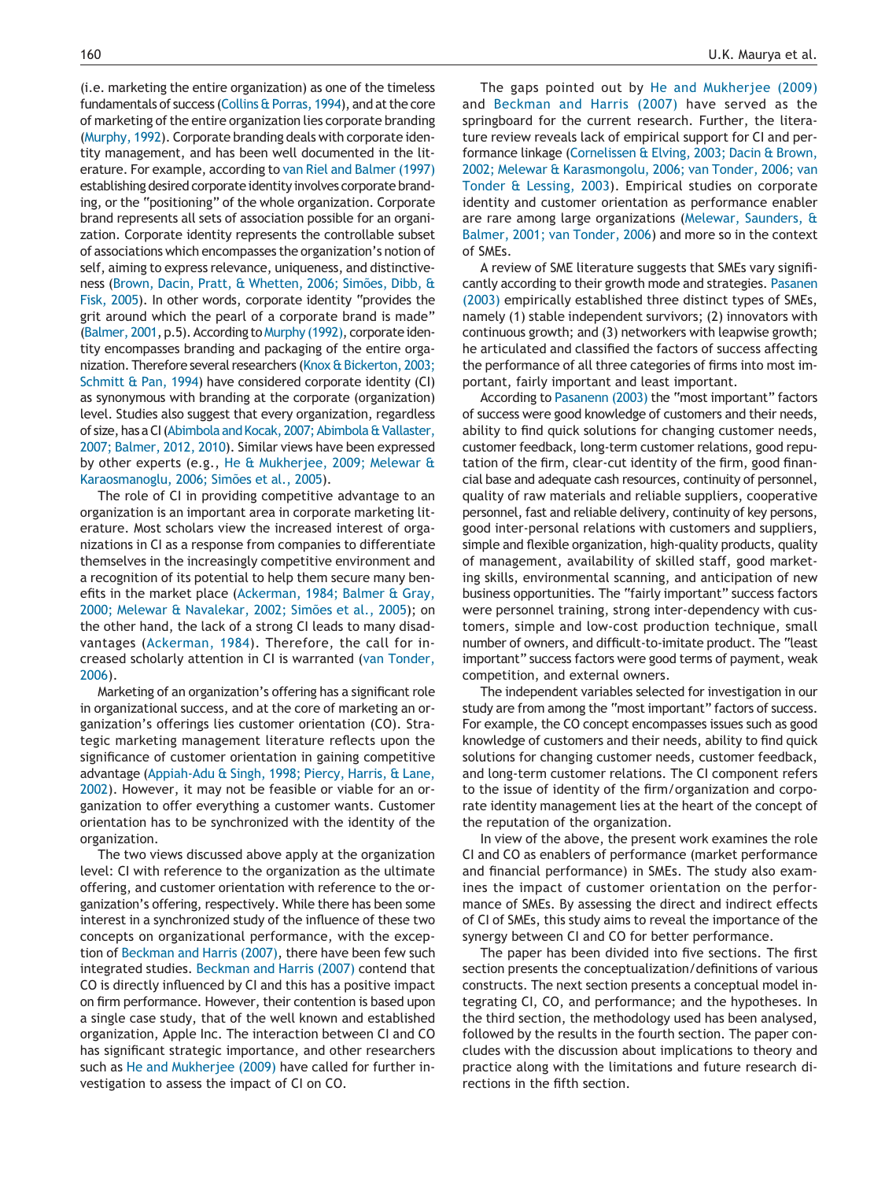(i.e. marketing the entire organization) as one of the timeless fundamentals of success (Collins & Porras, 1994), and at the core of marketing of the entire organization lies corporate branding (Murphy, 1992). Corporate branding deals with corporate identity management, and has been well documented in the literature. For example, according to van Riel and Balmer (1997) establishing desired corporate identity involves corporate branding, or the "positioning" of the whole organization. Corporate brand represents all sets of association possible for an organization. Corporate identity represents the controllable subset of associations which encompasses the organization's notion of self, aiming to express relevance, uniqueness, and distinctiveness (Brown, Dacin, Pratt, & Whetten, 2006; Simões, Dibb, & Fisk, 2005). In other words, corporate identity "provides the grit around which the pearl of a corporate brand is made" (Balmer, 2001, p.5). According to Murphy (1992), corporate identity encompasses branding and packaging of the entire organization. Therefore several researchers (Knox & Bickerton, 2003; Schmitt & Pan, 1994) have considered corporate identity (CI) as synonymous with branding at the corporate (organization) level. Studies also suggest that every organization, regardless of size, has a CI (Abimbola and Kocak, 2007; Abimbola & Vallaster, 2007; Balmer, 2012, 2010). Similar views have been expressed by other experts (e.g., He & Mukherjee, 2009; Melewar & Karaosmanoglu, 2006; Simões et al., 2005).

The role of CI in providing competitive advantage to an organization is an important area in corporate marketing literature. Most scholars view the increased interest of organizations in CI as a response from companies to differentiate themselves in the increasingly competitive environment and a recognition of its potential to help them secure many benefits in the market place (Ackerman, 1984; Balmer & Gray, 2000; Melewar & Navalekar, 2002; Simões et al., 2005); on the other hand, the lack of a strong CI leads to many disadvantages (Ackerman, 1984). Therefore, the call for increased scholarly attention in CI is warranted (van Tonder, 2006).

Marketing of an organization's offering has a significant role in organizational success, and at the core of marketing an organization's offerings lies customer orientation (CO). Strategic marketing management literature reflects upon the significance of customer orientation in gaining competitive advantage (Appiah-Adu & Singh, 1998; Piercy, Harris, & Lane, 2002). However, it may not be feasible or viable for an organization to offer everything a customer wants. Customer orientation has to be synchronized with the identity of the organization.

The two views discussed above apply at the organization level: CI with reference to the organization as the ultimate offering, and customer orientation with reference to the organization's offering, respectively. While there has been some interest in a synchronized study of the influence of these two concepts on organizational performance, with the exception of Beckman and Harris (2007), there have been few such integrated studies. Beckman and Harris (2007) contend that CO is directly influenced by CI and this has a positive impact on firm performance. However, their contention is based upon a single case study, that of the well known and established organization, Apple Inc. The interaction between CI and CO has significant strategic importance, and other researchers such as He and Mukherjee (2009) have called for further investigation to assess the impact of CI on CO.

The gaps pointed out by He and Mukherjee (2009) and Beckman and Harris (2007) have served as the springboard for the current research. Further, the literature review reveals lack of empirical support for CI and performance linkage (Cornelissen & Elving, 2003; Dacin & Brown, 2002; Melewar & Karasmongolu, 2006; van Tonder, 2006; van Tonder & Lessing, 2003). Empirical studies on corporate identity and customer orientation as performance enabler are rare among large organizations (Melewar, Saunders, & Balmer, 2001; van Tonder, 2006) and more so in the context of SMEs.

A review of SME literature suggests that SMEs vary significantly according to their growth mode and strategies. Pasanen (2003) empirically established three distinct types of SMEs, namely (1) stable independent survivors; (2) innovators with continuous growth; and (3) networkers with leapwise growth; he articulated and classified the factors of success affecting the performance of all three categories of firms into most important, fairly important and least important.

According to Pasanenn (2003) the "most important" factors of success were good knowledge of customers and their needs, ability to find quick solutions for changing customer needs, customer feedback, long-term customer relations, good reputation of the firm, clear-cut identity of the firm, good financial base and adequate cash resources, continuity of personnel, quality of raw materials and reliable suppliers, cooperative personnel, fast and reliable delivery, continuity of key persons, good inter-personal relations with customers and suppliers, simple and flexible organization, high-quality products, quality of management, availability of skilled staff, good marketing skills, environmental scanning, and anticipation of new business opportunities. The "fairly important" success factors were personnel training, strong inter-dependency with customers, simple and low-cost production technique, small number of owners, and difficult-to-imitate product. The "least important" success factors were good terms of payment, weak competition, and external owners.

The independent variables selected for investigation in our study are from among the "most important" factors of success. For example, the CO concept encompasses issues such as good knowledge of customers and their needs, ability to find quick solutions for changing customer needs, customer feedback, and long-term customer relations. The CI component refers to the issue of identity of the firm/organization and corporate identity management lies at the heart of the concept of the reputation of the organization.

In view of the above, the present work examines the role CI and CO as enablers of performance (market performance and financial performance) in SMEs. The study also examines the impact of customer orientation on the performance of SMEs. By assessing the direct and indirect effects of CI of SMEs, this study aims to reveal the importance of the synergy between CI and CO for better performance.

The paper has been divided into five sections. The first section presents the conceptualization/definitions of various constructs. The next section presents a conceptual model integrating CI, CO, and performance; and the hypotheses. In the third section, the methodology used has been analysed, followed by the results in the fourth section. The paper concludes with the discussion about implications to theory and practice along with the limitations and future research directions in the fifth section.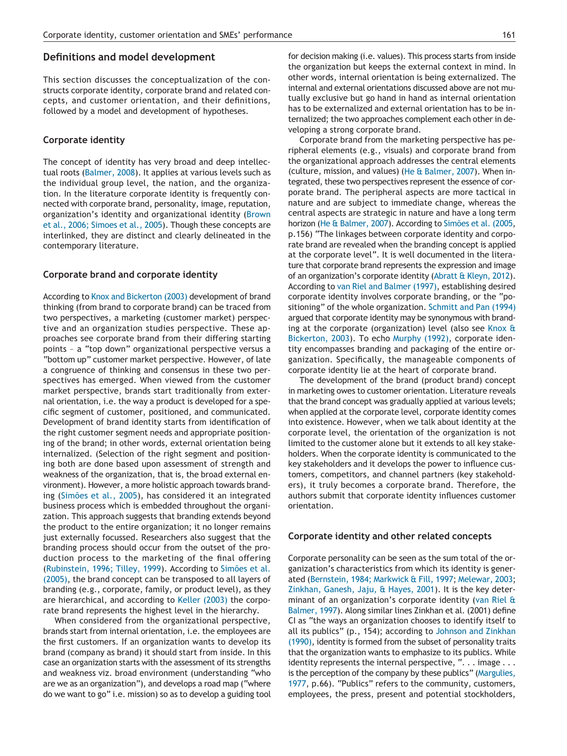## Definitions and model development

This section discusses the conceptualization of the constructs corporate identity, corporate brand and related concepts, and customer orientation, and their definitions, followed by a model and development of hypotheses.

### Corporate identity

The concept of identity has very broad and deep intellectual roots (Balmer, 2008). It applies at various levels such as the individual group level, the nation, and the organization. In the literature corporate identity is frequently connected with corporate brand, personality, image, reputation, organization's identity and organizational identity (Brown et al., 2006; Simoes et al., 2005). Though these concepts are interlinked, they are distinct and clearly delineated in the contemporary literature.

### Corporate brand and corporate identity

According to Knox and Bickerton (2003) development of brand thinking (from brand to corporate brand) can be traced from two perspectives, a marketing (customer market) perspective and an organization studies perspective. These approaches see corporate brand from their differing starting points – a "top down" organizational perspective versus a "bottom up" customer market perspective. However, of late a congruence of thinking and consensus in these two perspectives has emerged. When viewed from the customer market perspective, brands start traditionally from external orientation, i.e. the way a product is developed for a specific segment of customer, positioned, and communicated. Development of brand identity starts from identification of the right customer segment needs and appropriate positioning of the brand; in other words, external orientation being internalized. (Selection of the right segment and positioning both are done based upon assessment of strength and weakness of the organization, that is, the broad external environment). However, a more holistic approach towards branding (Simões et al., 2005), has considered it an integrated business process which is embedded throughout the organization. This approach suggests that branding extends beyond the product to the entire organization; it no longer remains just externally focussed. Researchers also suggest that the branding process should occur from the outset of the production process to the marketing of the final offering (Rubinstein, 1996; Tilley, 1999). According to Simões et al. (2005), the brand concept can be transposed to all layers of branding (e.g., corporate, family, or product level), as they are hierarchical, and according to Keller (2003) the corporate brand represents the highest level in the hierarchy.

When considered from the organizational perspective, brands start from internal orientation, i.e. the employees are the first customers. If an organization wants to develop its brand (company as brand) it should start from inside. In this case an organization starts with the assessment of its strengths and weakness viz. broad environment (understanding "who are we as an organization"), and develops a road map ("where do we want to go" i.e. mission) so as to develop a guiding tool for decision making (i.e. values). This process starts from inside the organization but keeps the external context in mind. In other words, internal orientation is being externalized. The internal and external orientations discussed above are not mutually exclusive but go hand in hand as internal orientation has to be externalized and external orientation has to be internalized; the two approaches complement each other in developing a strong corporate brand.

Corporate brand from the marketing perspective has peripheral elements (e.g., visuals) and corporate brand from the organizational approach addresses the central elements (culture, mission, and values) (He & Balmer, 2007). When integrated, these two perspectives represent the essence of corporate brand. The peripheral aspects are more tactical in nature and are subject to immediate change, whereas the central aspects are strategic in nature and have a long term horizon (He & Balmer, 2007). According to Simões et al. (2005, p.156) "The linkages between corporate identity and corporate brand are revealed when the branding concept is applied at the corporate level". It is well documented in the literature that corporate brand represents the expression and image of an organization's corporate identity (Abratt & Kleyn, 2012). According to van Riel and Balmer (1997), establishing desired corporate identity involves corporate branding, or the "positioning" of the whole organization. Schmitt and Pan (1994) argued that corporate identity may be synonymous with branding at the corporate (organization) level (also see Knox & Bickerton, 2003). To echo Murphy (1992), corporate identity encompasses branding and packaging of the entire organization. Specifically, the manageable components of corporate identity lie at the heart of corporate brand.

The development of the brand (product brand) concept in marketing owes to customer orientation. Literature reveals that the brand concept was gradually applied at various levels; when applied at the corporate level, corporate identity comes into existence. However, when we talk about identity at the corporate level, the orientation of the organization is not limited to the customer alone but it extends to all key stakeholders. When the corporate identity is communicated to the key stakeholders and it develops the power to influence customers, competitors, and channel partners (key stakeholders), it truly becomes a corporate brand. Therefore, the authors submit that corporate identity influences customer orientation.

### Corporate identity and other related concepts

Corporate personality can be seen as the sum total of the organization's characteristics from which its identity is generated (Bernstein, 1984; Markwick & Fill, 1997; Melewar, 2003; Zinkhan, Ganesh, Jaju, & Hayes, 2001). It is the key determinant of an organization's corporate identity (van Riel & Balmer, 1997). Along similar lines Zinkhan et al. (2001) define CI as "the ways an organization chooses to identify itself to all its publics" (p., 154); according to Johnson and Zinkhan (1990), identity is formed from the subset of personality traits that the organization wants to emphasize to its publics. While identity represents the internal perspective, ". . . image . . . is the perception of the company by these publics" (Margulies, 1977, p.66). "Publics" refers to the community, customers, employees, the press, present and potential stockholders,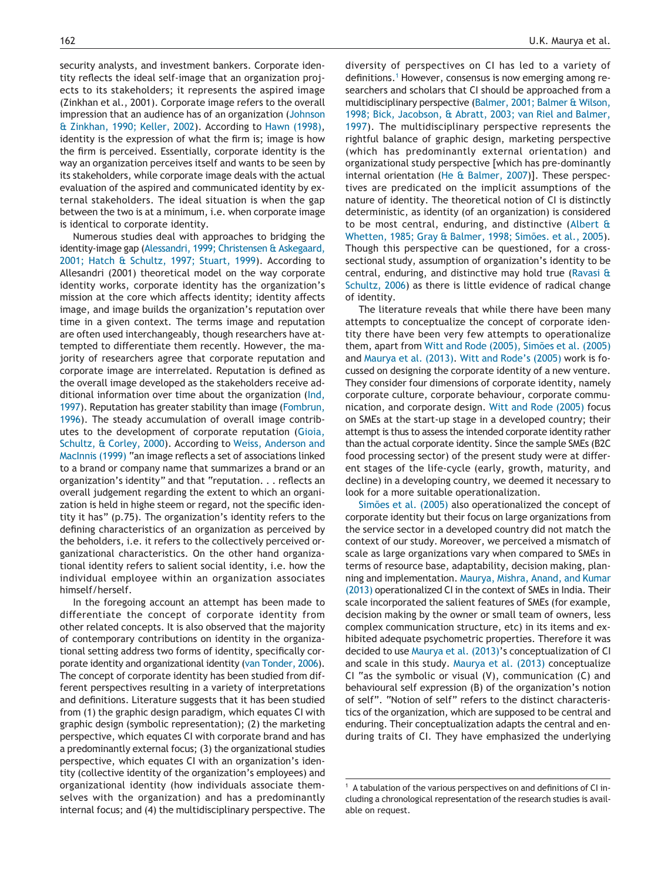security analysts, and investment bankers. Corporate identity reflects the ideal self-image that an organization projects to its stakeholders; it represents the aspired image (Zinkhan et al., 2001). Corporate image refers to the overall impression that an audience has of an organization (Johnson & Zinkhan, 1990; Keller, 2002). According to Hawn (1998), identity is the expression of what the firm is; image is how the firm is perceived. Essentially, corporate identity is the way an organization perceives itself and wants to be seen by its stakeholders, while corporate image deals with the actual evaluation of the aspired and communicated identity by external stakeholders. The ideal situation is when the gap between the two is at a minimum, i.e. when corporate image is identical to corporate identity.

Numerous studies deal with approaches to bridging the identity-image gap (Alessandri, 1999; Christensen & Askegaard, 2001; Hatch & Schultz, 1997; Stuart, 1999). According to Allesandri (2001) theoretical model on the way corporate identity works, corporate identity has the organization's mission at the core which affects identity; identity affects image, and image builds the organization's reputation over time in a given context. The terms image and reputation are often used interchangeably, though researchers have attempted to differentiate them recently. However, the majority of researchers agree that corporate reputation and corporate image are interrelated. Reputation is defined as the overall image developed as the stakeholders receive additional information over time about the organization (Ind, 1997). Reputation has greater stability than image (Fombrun, 1996). The steady accumulation of overall image contributes to the development of corporate reputation (Gioia, Schultz, & Corley, 2000). According to Weiss, Anderson and MacInnis (1999) "an image reflects a set of associations linked to a brand or company name that summarizes a brand or an organization's identity" and that "reputation. . . reflects an overall judgement regarding the extent to which an organization is held in highe steem or regard, not the specific identity it has" (p.75). The organization's identity refers to the defining characteristics of an organization as perceived by the beholders, i.e. it refers to the collectively perceived organizational characteristics. On the other hand organizational identity refers to salient social identity, i.e. how the individual employee within an organization associates himself/herself.

In the foregoing account an attempt has been made to differentiate the concept of corporate identity from other related concepts. It is also observed that the majority of contemporary contributions on identity in the organizational setting address two forms of identity, specifically corporate identity and organizational identity (van Tonder, 2006). The concept of corporate identity has been studied from different perspectives resulting in a variety of interpretations and definitions. Literature suggests that it has been studied from (1) the graphic design paradigm, which equates CI with graphic design (symbolic representation); (2) the marketing perspective, which equates CI with corporate brand and has a predominantly external focus; (3) the organizational studies perspective, which equates CI with an organization's identity (collective identity of the organization's employees) and organizational identity (how individuals associate themselves with the organization) and has a predominantly internal focus; and (4) the multidisciplinary perspective. The diversity of perspectives on CI has led to a variety of definitions.[1] However, consensus is now emerging among researchers and scholars that CI should be approached from a multidisciplinary perspective (Balmer, 2001; Balmer & Wilson, 1998; Bick, Jacobson, & Abratt, 2003; van Riel and Balmer, 1997). The multidisciplinary perspective represents the rightful balance of graphic design, marketing perspective (which has predominantly external orientation) and organizational study perspective [which has pre-dominantly internal orientation (He & Balmer, 2007)]. These perspectives are predicated on the implicit assumptions of the nature of identity. The theoretical notion of CI is distinctly deterministic, as identity (of an organization) is considered to be most central, enduring, and distinctive (Albert & Whetten, 1985; Gray & Balmer, 1998; Simões. et al., 2005). Though this perspective can be questioned, for a cross-sectional study, assumption of organization's identity to be central, enduring, and distinctive may hold true (Ravasi & Schultz, 2006) as there is little evidence of radical change of identity.

The literature reveals that while there have been many attempts to conceptualize the concept of corporate identity there have been very few attempts to operationalize them, apart from Witt and Rode (2005), Simões et al. (2005) and Maurya et al. (2013). Witt and Rode's (2005) work is focussed on designing the corporate identity of a new venture. They consider four dimensions of corporate identity, namely corporate culture, corporate behaviour, corporate communication, and corporate design. Witt and Rode (2005) focus on SMEs at the start-up stage in a developed country; their attempt is thus to assess the intended corporate identity rather than the actual corporate identity. Since the sample SMEs (B2C food processing sector) of the present study were at different stages of the life-cycle (early, growth, maturity, and decline) in a developing country, we deemed it necessary to look for a more suitable operationalization.

Simões et al. (2005) also operationalized the concept of corporate identity but their focus on large organizations from the service sector in a developed country did not match the context of our study. Moreover, we perceived a mismatch of scale as large organizations vary when compared to SMEs in terms of resource base, adaptability, decision making, planning and implementation. Maurya, Mishra, Anand, and Kumar (2013) operationalized CI in the context of SMEs in India. Their scale incorporated the salient features of SMEs (for example, decision making by the owner or small team of owners, less complex communication structure, etc) in its items and exhibited adequate psychometric properties. Therefore it was decided to use Maurya et al. (2013)'s conceptualization of CI and scale in this study. Maurya et al. (2013) conceptualize CI "as the symbolic or visual (V), communication (C) and behavioural self expression (B) of the organization's notion of self". "Notion of self" refers to the distinct characteristics of the organization, which are supposed to be central and enduring. Their conceptualization adapts the central and enduring traits of CI. They have emphasized the underlying

[1] A tabulation of the various perspectives on and definitions of CI including a chronological representation of the research studies is available on request.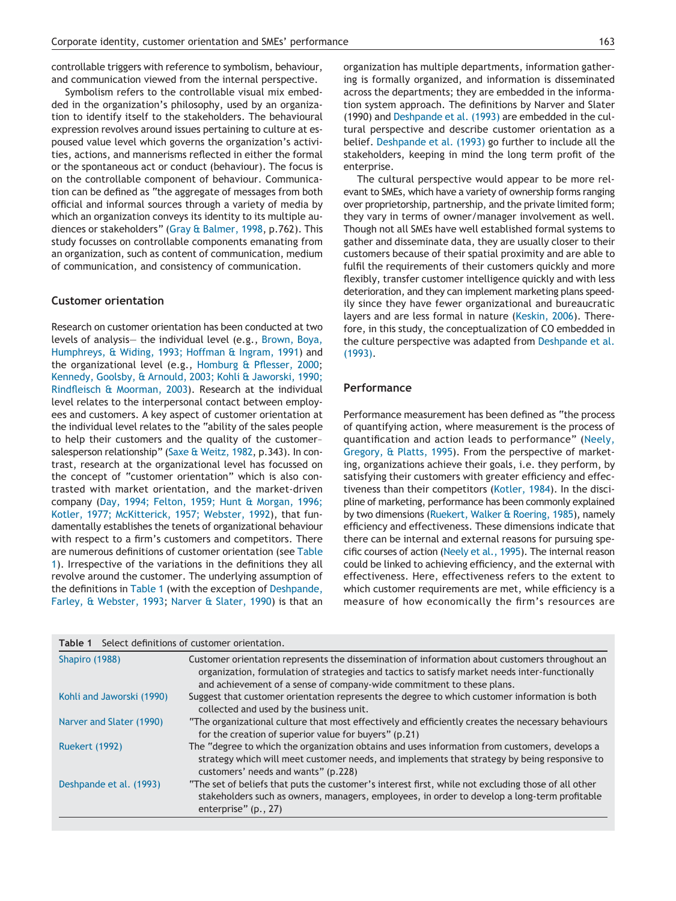controllable triggers with reference to symbolism, behaviour, and communication viewed from the internal perspective.

Symbolism refers to the controllable visual mix embedded in the organization's philosophy, used by an organization to identify itself to the stakeholders. The behavioural expression revolves around issues pertaining to culture at espoused value level which governs the organization's activities, actions, and mannerisms reflected in either the formal or the spontaneous act or conduct (behaviour). The focus is on the controllable component of behaviour. Communication can be defined as "the aggregate of messages from both official and informal sources through a variety of media by which an organization conveys its identity to its multiple audiences or stakeholders" (Gray & Balmer, 1998, p.762). This study focusses on controllable components emanating from an organization, such as content of communication, medium of communication, and consistency of communication.

### Customer orientation

Research on customer orientation has been conducted at two levels of analysis— the individual level (e.g., Brown, Boya, Humphreys, & Widing, 1993; Hoffman & Ingram, 1991) and the organizational level (e.g., Homburg & Pflesser, 2000; Kennedy, Goolsby, & Arnould, 2003; Kohli & Jaworski, 1990; Rindfleisch & Moorman, 2003). Research at the individual level relates to the interpersonal contact between employees and customers. A key aspect of customer orientation at the individual level relates to the "ability of the sales people to help their customers and the quality of the customer–salesperson relationship" (Saxe & Weitz, 1982, p.343). In contrast, research at the organizational level has focussed on the concept of "customer orientation" which is also contrasted with market orientation, and the market-driven company (Day, 1994; Felton, 1959; Hunt & Morgan, 1996; Kotler, 1977; McKitterick, 1957; Webster, 1992), that fundamentally establishes the tenets of organizational behaviour with respect to a firm's customers and competitors. There are numerous definitions of customer orientation (see Table 1). Irrespective of the variations in the definitions they all revolve around the customer. The underlying assumption of the definitions in Table 1 (with the exception of Deshpande, Farley, & Webster, 1993; Narver & Slater, 1990) is that an organization has multiple departments, information gathering is formally organized, and information is disseminated across the departments; they are embedded in the information system approach. The definitions by Narver and Slater (1990) and Deshpande et al. (1993) are embedded in the cultural perspective and describe customer orientation as a belief. Deshpande et al. (1993) go further to include all the stakeholders, keeping in mind the long term profit of the enterprise.

The cultural perspective would appear to be more relevant to SMEs, which have a variety of ownership forms ranging over proprietorship, partnership, and the private limited form; they vary in terms of owner/manager involvement as well. Though not all SMEs have well established formal systems to gather and disseminate data, they are usually closer to their customers because of their spatial proximity and are able to fulfil the requirements of their customers quickly and more flexibly, transfer customer intelligence quickly and with less deterioration, and they can implement marketing plans speedily since they have fewer organizational and bureaucratic layers and are less formal in nature (Keskin, 2006). Therefore, in this study, the conceptualization of CO embedded in the culture perspective was adapted from Deshpande et al. (1993).

### Performance

Performance measurement has been defined as "the process of quantifying action, where measurement is the process of quantification and action leads to performance" (Neely, Gregory, & Platts, 1995). From the perspective of marketing, organizations achieve their goals, i.e. they perform, by satisfying their customers with greater efficiency and effectiveness than their competitors (Kotler, 1984). In the discipline of marketing, performance has been commonly explained by two dimensions (Ruekert, Walker & Roering, 1985), namely efficiency and effectiveness. These dimensions indicate that there can be internal and external reasons for pursuing specific courses of action (Neely et al., 1995). The internal reason could be linked to achieving efficiency, and the external with effectiveness. Here, effectiveness refers to the extent to which customer requirements are met, while efficiency is a measure of how economically the firm's resources are

**Table 1** Select definitions of customer orientation.

| | |
|---|---|
| Shapiro (1988) | Customer orientation represents the dissemination of information about customers throughout an organization, formulation of strategies and tactics to satisfy market needs inter-functionally and achievement of a sense of company-wide commitment to these plans. |
| Kohli and Jaworski (1990) | Suggest that customer orientation represents the degree to which customer information is both collected and used by the business unit. |
| Narver and Slater (1990) | "The organizational culture that most effectively and efficiently creates the necessary behaviours for the creation of superior value for buyers" (p.21) |
| Ruekert (1992) | The "degree to which the organization obtains and uses information from customers, develops a strategy which will meet customer needs, and implements that strategy by being responsive to customers' needs and wants" (p.228) |
| Deshpande et al. (1993) | "The set of beliefs that puts the customer's interest first, while not excluding those of all other stakeholders such as owners, managers, employees, in order to develop a long-term profitable enterprise" (p., 27) |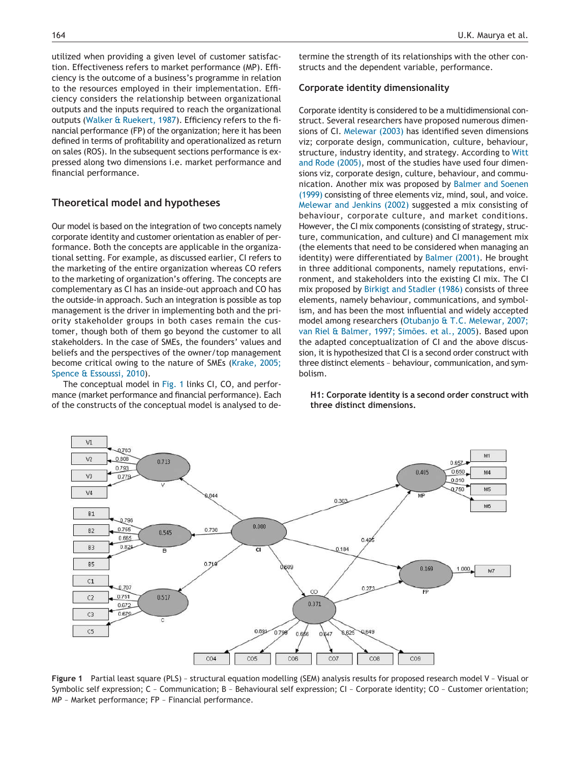utilized when providing a given level of customer satisfaction. Effectiveness refers to market performance (MP). Efficiency is the outcome of a business's programme in relation to the resources employed in their implementation. Efficiency considers the relationship between organizational outputs and the inputs required to reach the organizational outputs (Walker & Ruekert, 1987). Efficiency refers to the financial performance (FP) of the organization; here it has been defined in terms of profitability and operationalized as return on sales (ROS). In the subsequent sections performance is expressed along two dimensions i.e. market performance and financial performance.

## Theoretical model and hypotheses

Our model is based on the integration of two concepts namely corporate identity and customer orientation as enabler of performance. Both the concepts are applicable in the organizational setting. For example, as discussed earlier, CI refers to the marketing of the entire organization whereas CO refers to the marketing of organization's offering. The concepts are complementary as CI has an inside-out approach and CO has the outside-in approach. Such an integration is possible as top management is the driver in implementing both and the priority stakeholder groups in both cases remain the customer, though both of them go beyond the customer to all stakeholders. In the case of SMEs, the founders' values and beliefs and the perspectives of the owner/top management become critical owing to the nature of SMEs (Krake, 2005; Spence & Essoussi, 2010).

The conceptual model in Fig. 1 links CI, CO, and performance (market performance and financial performance). Each of the constructs of the conceptual model is analysed to determine the strength of its relationships with the other constructs and the dependent variable, performance.

### Corporate identity dimensionality

Corporate identity is considered to be a multidimensional construct. Several researchers have proposed numerous dimensions of CI. Melewar (2003) has identified seven dimensions viz; corporate design, communication, culture, behaviour, structure, industry identity, and strategy. According to Witt and Rode (2005), most of the studies have used four dimensions viz, corporate design, culture, behaviour, and communication. Another mix was proposed by Balmer and Soenen (1999) consisting of three elements viz, mind, soul, and voice. Melewar and Jenkins (2002) suggested a mix consisting of behaviour, corporate culture, and market conditions. However, the CI mix components (consisting of strategy, structure, communication, and culture) and CI management mix (the elements that need to be considered when managing an identity) were differentiated by Balmer (2001). He brought in three additional components, namely reputations, environment, and stakeholders into the existing CI mix. The CI mix proposed by Birkigt and Stadler (1986) consists of three elements, namely behaviour, communications, and symbolism, and has been the most influential and widely accepted model among researchers (Otubanjo & T.C. Melewar, 2007; van Riel & Balmer, 1997; Simões. et al., 2005). Based upon the adapted conceptualization of CI and the above discussion, it is hypothesized that CI is a second order construct with three distinct elements – behaviour, communication, and symbolism.

**H1: Corporate identity is a second order construct with three distinct dimensions.**

**Figure 1** Partial least square (PLS) – structural equation modelling (SEM) analysis results for proposed research model V – Visual or Symbolic self expression; C – Communication; B – Behavioural self expression; CI – Corporate identity; CO – Customer orientation; MP – Market performance; FP – Financial performance.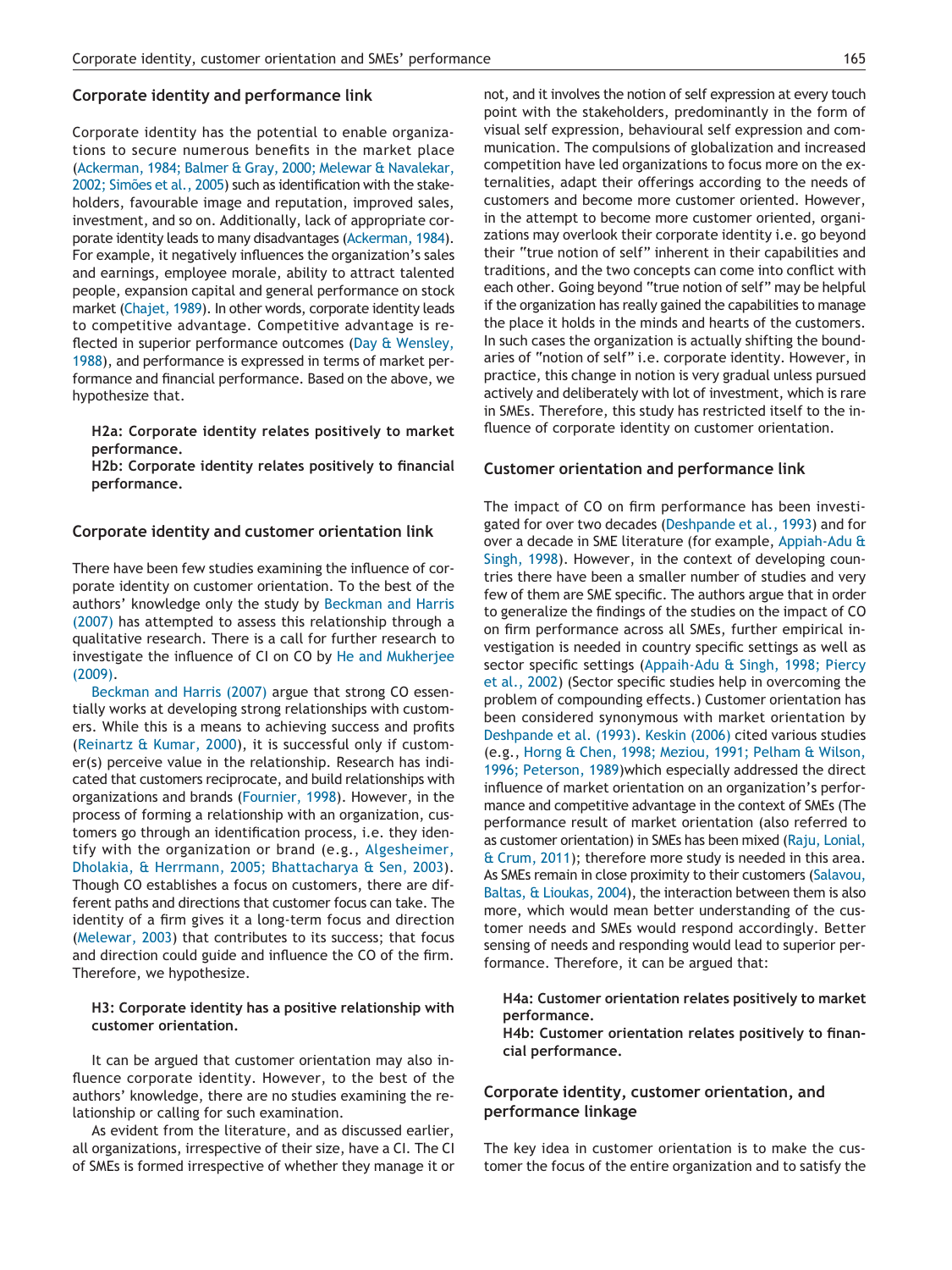## Corporate identity and performance link

Corporate identity has the potential to enable organizations to secure numerous benefits in the market place (Ackerman, 1984; Balmer & Gray, 2000; Melewar & Navalekar, 2002; Simões et al., 2005) such as identification with the stakeholders, favourable image and reputation, improved sales, investment, and so on. Additionally, lack of appropriate corporate identity leads to many disadvantages (Ackerman, 1984). For example, it negatively influences the organization's sales and earnings, employee morale, ability to attract talented people, expansion capital and general performance on stock market (Chajet, 1989). In other words, corporate identity leads to competitive advantage. Competitive advantage is reflected in superior performance outcomes (Day & Wensley, 1988), and performance is expressed in terms of market performance and financial performance. Based on the above, we hypothesize that.

**H2a: Corporate identity relates positively to market performance.**
**H2b: Corporate identity relates positively to financial performance.**

## Corporate identity and customer orientation link

There have been few studies examining the influence of corporate identity on customer orientation. To the best of the authors' knowledge only the study by Beckman and Harris (2007) has attempted to assess this relationship through a qualitative research. There is a call for further research to investigate the influence of CI on CO by He and Mukherjee (2009).

Beckman and Harris (2007) argue that strong CO essentially works at developing strong relationships with customers. While this is a means to achieving success and profits (Reinartz & Kumar, 2000), it is successful only if customer(s) perceive value in the relationship. Research has indicated that customers reciprocate, and build relationships with organizations and brands (Fournier, 1998). However, in the process of forming a relationship with an organization, customers go through an identification process, i.e. they identify with the organization or brand (e.g., Algesheimer, Dholakia, & Herrmann, 2005; Bhattacharya & Sen, 2003). Though CO establishes a focus on customers, there are different paths and directions that customer focus can take. The identity of a firm gives it a long-term focus and direction (Melewar, 2003) that contributes to its success; that focus and direction could guide and influence the CO of the firm. Therefore, we hypothesize.

**H3: Corporate identity has a positive relationship with customer orientation.**

It can be argued that customer orientation may also influence corporate identity. However, to the best of the authors' knowledge, there are no studies examining the relationship or calling for such examination.

As evident from the literature, and as discussed earlier, all organizations, irrespective of their size, have a CI. The CI of SMEs is formed irrespective of whether they manage it or not, and it involves the notion of self expression at every touch point with the stakeholders, predominantly in the form of visual self expression, behavioural self expression and communication. The compulsions of globalization and increased competition have led organizations to focus more on the externalities, adapt their offerings according to the needs of customers and become more customer oriented. However, in the attempt to become more customer oriented, organizations may overlook their corporate identity i.e. go beyond their "true notion of self" inherent in their capabilities and traditions, and the two concepts can come into conflict with each other. Going beyond "true notion of self" may be helpful if the organization has really gained the capabilities to manage the place it holds in the minds and hearts of the customers. In such cases the organization is actually shifting the boundaries of "notion of self" i.e. corporate identity. However, in practice, this change in notion is very gradual unless pursued actively and deliberately with lot of investment, which is rare in SMEs. Therefore, this study has restricted itself to the influence of corporate identity on customer orientation.

## Customer orientation and performance link

The impact of CO on firm performance has been investigated for over two decades (Deshpande et al., 1993) and for over a decade in SME literature (for example, Appiah-Adu & Singh, 1998). However, in the context of developing countries there have been a smaller number of studies and very few of them are SME specific. The authors argue that in order to generalize the findings of the studies on the impact of CO on firm performance across all SMEs, further empirical investigation is needed in country specific settings as well as sector specific settings (Appaih-Adu & Singh, 1998; Piercy et al., 2002) (Sector specific studies help in overcoming the problem of compounding effects.) Customer orientation has been considered synonymous with market orientation by Deshpande et al. (1993). Keskin (2006) cited various studies (e.g., Horng & Chen, 1998; Meziou, 1991; Pelham & Wilson, 1996; Peterson, 1989)which especially addressed the direct influence of market orientation on an organization's performance and competitive advantage in the context of SMEs (The performance result of market orientation (also referred to as customer orientation) in SMEs has been mixed (Raju, Lonial, & Crum, 2011); therefore more study is needed in this area. As SMEs remain in close proximity to their customers (Salavou, Baltas, & Lioukas, 2004), the interaction between them is also more, which would mean better understanding of the customer needs and SMEs would respond accordingly. Better sensing of needs and responding would lead to superior performance. Therefore, it can be argued that:

**H4a: Customer orientation relates positively to market performance.**
**H4b: Customer orientation relates positively to financial performance.**

## Corporate identity, customer orientation, and performance linkage

The key idea in customer orientation is to make the customer the focus of the entire organization and to satisfy the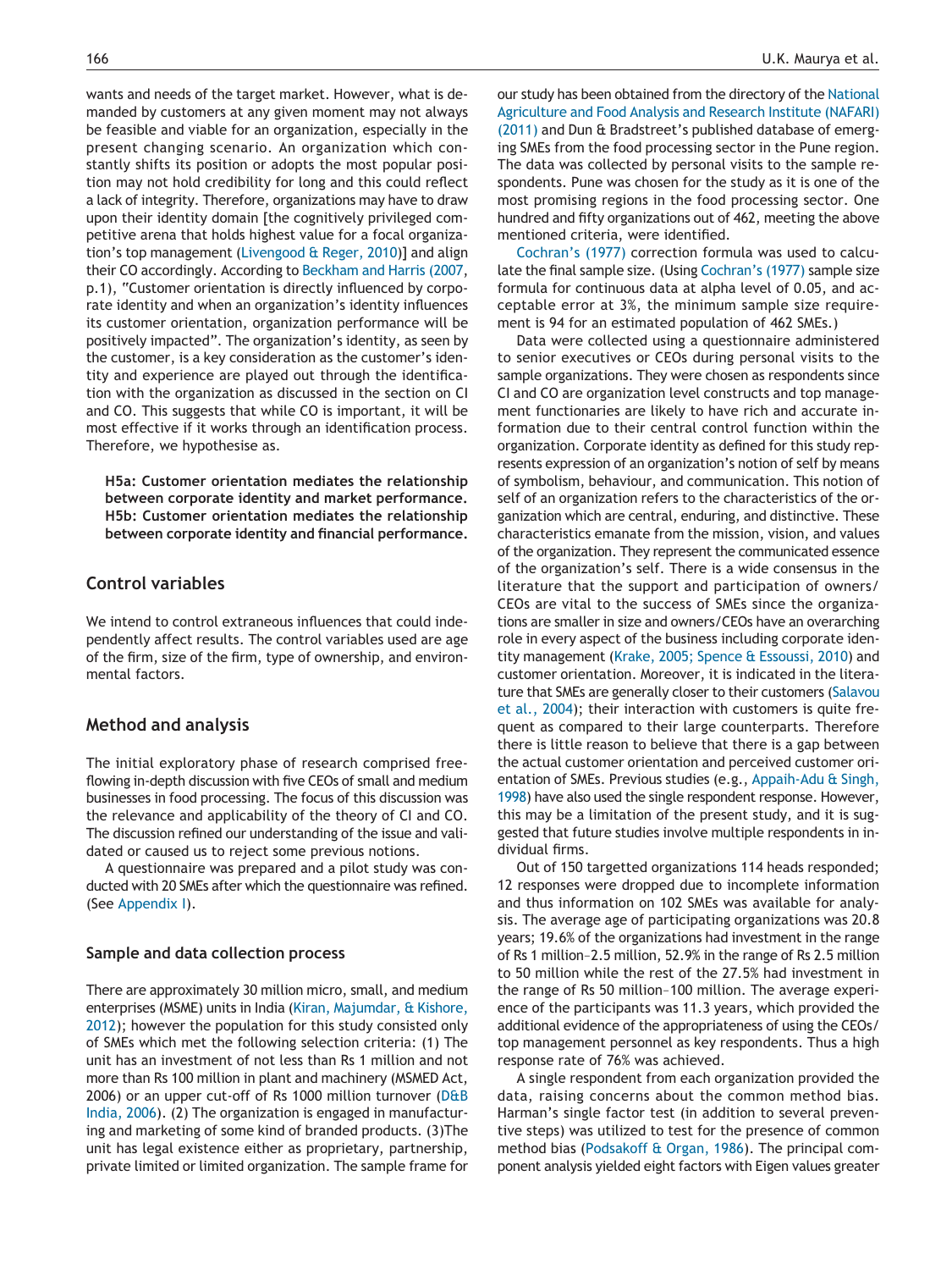wants and needs of the target market. However, what is demanded by customers at any given moment may not always be feasible and viable for an organization, especially in the present changing scenario. An organization which constantly shifts its position or adopts the most popular position may not hold credibility for long and this could reflect a lack of integrity. Therefore, organizations may have to draw upon their identity domain [the cognitively privileged competitive arena that holds highest value for a focal organization's top management (Livengood & Reger, 2010)] and align their CO accordingly. According to Beckham and Harris (2007, p.1), "Customer orientation is directly influenced by corporate identity and when an organization's identity influences its customer orientation, organization performance will be positively impacted". The organization's identity, as seen by the customer, is a key consideration as the customer's identity and experience are played out through the identification with the organization as discussed in the section on CI and CO. This suggests that while CO is important, it will be most effective if it works through an identification process. Therefore, we hypothesise as.

**H5a: Customer orientation mediates the relationship between corporate identity and market performance.**
**H5b: Customer orientation mediates the relationship between corporate identity and financial performance.**

## Control variables

We intend to control extraneous influences that could independently affect results. The control variables used are age of the firm, size of the firm, type of ownership, and environmental factors.

## Method and analysis

The initial exploratory phase of research comprised free-flowing in-depth discussion with five CEOs of small and medium businesses in food processing. The focus of this discussion was the relevance and applicability of the theory of CI and CO. The discussion refined our understanding of the issue and validated or caused us to reject some previous notions.

A questionnaire was prepared and a pilot study was conducted with 20 SMEs after which the questionnaire was refined. (See Appendix I).

### Sample and data collection process

There are approximately 30 million micro, small, and medium enterprises (MSME) units in India (Kiran, Majumdar, & Kishore, 2012); however the population for this study consisted only of SMEs which met the following selection criteria: (1) The unit has an investment of not less than Rs 1 million and not more than Rs 100 million in plant and machinery (MSMED Act, 2006) or an upper cut-off of Rs 1000 million turnover (D&B India, 2006). (2) The organization is engaged in manufacturing and marketing of some kind of branded products. (3)The unit has legal existence either as proprietary, partnership, private limited or limited organization. The sample frame for our study has been obtained from the directory of the National Agriculture and Food Analysis and Research Institute (NAFARI) (2011) and Dun & Bradstreet's published database of emerging SMEs from the food processing sector in the Pune region. The data was collected by personal visits to the sample respondents. Pune was chosen for the study as it is one of the most promising regions in the food processing sector. One hundred and fifty organizations out of 462, meeting the above mentioned criteria, were identified.

Cochran's (1977) correction formula was used to calculate the final sample size. (Using Cochran's (1977) sample size formula for continuous data at alpha level of 0.05, and acceptable error at 3%, the minimum sample size requirement is 94 for an estimated population of 462 SMEs.)

Data were collected using a questionnaire administered to senior executives or CEOs during personal visits to the sample organizations. They were chosen as respondents since CI and CO are organization level constructs and top management functionaries are likely to have rich and accurate information due to their central control function within the organization. Corporate identity as defined for this study represents expression of an organization's notion of self by means of symbolism, behaviour, and communication. This notion of self of an organization refers to the characteristics of the organization which are central, enduring, and distinctive. These characteristics emanate from the mission, vision, and values of the organization. They represent the communicated essence of the organization's self. There is a wide consensus in the literature that the support and participation of owners/CEOs are vital to the success of SMEs since the organizations are smaller in size and owners/CEOs have an overarching role in every aspect of the business including corporate identity management (Krake, 2005; Spence & Essoussi, 2010) and customer orientation. Moreover, it is indicated in the literature that SMEs are generally closer to their customers (Salavou et al., 2004); their interaction with customers is quite frequent as compared to their large counterparts. Therefore there is little reason to believe that there is a gap between the actual customer orientation and perceived customer orientation of SMEs. Previous studies (e.g., Appaih-Adu & Singh, 1998) have also used the single respondent response. However, this may be a limitation of the present study, and it is suggested that future studies involve multiple respondents in individual firms.

Out of 150 targetted organizations 114 heads responded; 12 responses were dropped due to incomplete information and thus information on 102 SMEs was available for analysis. The average age of participating organizations was 20.8 years; 19.6% of the organizations had investment in the range of Rs 1 million–2.5 million, 52.9% in the range of Rs 2.5 million to 50 million while the rest of the 27.5% had investment in the range of Rs 50 million–100 million. The average experience of the participants was 11.3 years, which provided the additional evidence of the appropriateness of using the CEOs/top management personnel as key respondents. Thus a high response rate of 76% was achieved.

A single respondent from each organization provided the data, raising concerns about the common method bias. Harman's single factor test (in addition to several preventive steps) was utilized to test for the presence of common method bias (Podsakoff & Organ, 1986). The principal component analysis yielded eight factors with Eigen values greater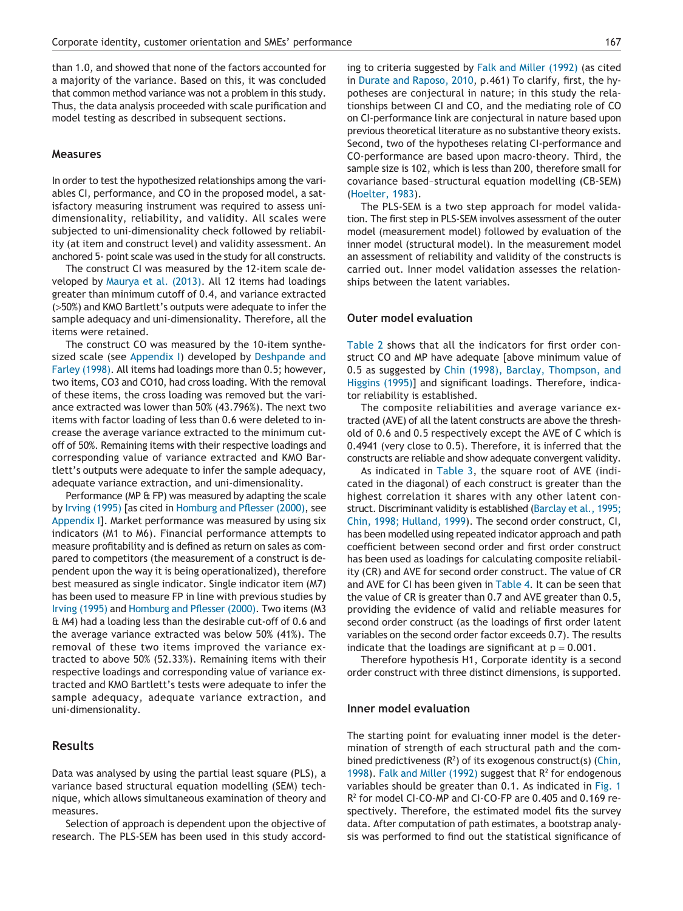than 1.0, and showed that none of the factors accounted for a majority of the variance. Based on this, it was concluded that common method variance was not a problem in this study. Thus, the data analysis proceeded with scale purification and model testing as described in subsequent sections.

### Measures

In order to test the hypothesized relationships among the variables CI, performance, and CO in the proposed model, a satisfactory measuring instrument was required to assess uni-dimensionality, reliability, and validity. All scales were subjected to uni-dimensionality check followed by reliability (at item and construct level) and validity assessment. An anchored 5- point scale was used in the study for all constructs.

The construct CI was measured by the 12-item scale developed by Maurya et al. (2013). All 12 items had loadings greater than minimum cutoff of 0.4, and variance extracted (>50%) and KMO Bartlett's outputs were adequate to infer the sample adequacy and uni-dimensionality. Therefore, all the items were retained.

The construct CO was measured by the 10-item synthesized scale (see Appendix I) developed by Deshpande and Farley (1998). All items had loadings more than 0.5; however, two items, CO3 and CO10, had cross loading. With the removal of these items, the cross loading was removed but the variance extracted was lower than 50% (43.796%). The next two items with factor loading of less than 0.6 were deleted to increase the average variance extracted to the minimum cutoff of 50%. Remaining items with their respective loadings and corresponding value of variance extracted and KMO Bartlett's outputs were adequate to infer the sample adequacy, adequate variance extraction, and uni-dimensionality.

Performance (MP & FP) was measured by adapting the scale by Irving (1995) [as cited in Homburg and Pflesser (2000), see Appendix I]. Market performance was measured by using six indicators (M1 to M6). Financial performance attempts to measure profitability and is defined as return on sales as compared to competitors (the measurement of a construct is dependent upon the way it is being operationalized), therefore best measured as single indicator. Single indicator item (M7) has been used to measure FP in line with previous studies by Irving (1995) and Homburg and Pflesser (2000). Two items (M3 & M4) had a loading less than the desirable cut-off of 0.6 and the average variance extracted was below 50% (41%). The removal of these two items improved the variance extracted to above 50% (52.33%). Remaining items with their respective loadings and corresponding value of variance extracted and KMO Bartlett's tests were adequate to infer the sample adequacy, adequate variance extraction, and uni-dimensionality.

## Results

Data was analysed by using the partial least square (PLS), a variance based structural equation modelling (SEM) technique, which allows simultaneous examination of theory and measures.

Selection of approach is dependent upon the objective of research. The PLS-SEM has been used in this study according to criteria suggested by Falk and Miller (1992) (as cited in Durate and Raposo, 2010, p.461) To clarify, first, the hypotheses are conjectural in nature; in this study the relationships between CI and CO, and the mediating role of CO on CI-performance link are conjectural in nature based upon previous theoretical literature as no substantive theory exists. Second, two of the hypotheses relating CI-performance and CO-performance are based upon macro-theory. Third, the sample size is 102, which is less than 200, therefore small for covariance based–structural equation modelling (CB-SEM) (Hoelter, 1983).

The PLS-SEM is a two step approach for model validation. The first step in PLS-SEM involves assessment of the outer model (measurement model) followed by evaluation of the inner model (structural model). In the measurement model an assessment of reliability and validity of the constructs is carried out. Inner model validation assesses the relationships between the latent variables.

### Outer model evaluation

Table 2 shows that all the indicators for first order construct CO and MP have adequate [above minimum value of 0.5 as suggested by Chin (1998), Barclay, Thompson, and Higgins (1995)] and significant loadings. Therefore, indicator reliability is established.

The composite reliabilities and average variance extracted (AVE) of all the latent constructs are above the threshold of 0.6 and 0.5 respectively except the AVE of C which is 0.4941 (very close to 0.5). Therefore, it is inferred that the constructs are reliable and show adequate convergent validity.

As indicated in Table 3, the square root of AVE (indicated in the diagonal) of each construct is greater than the highest correlation it shares with any other latent construct. Discriminant validity is established (Barclay et al., 1995; Chin, 1998; Hulland, 1999). The second order construct, CI, has been modelled using repeated indicator approach and path coefficient between second order and first order construct has been used as loadings for calculating composite reliability (CR) and AVE for second order construct. The value of CR and AVE for CI has been given in Table 4. It can be seen that the value of CR is greater than 0.7 and AVE greater than 0.5, providing the evidence of valid and reliable measures for second order construct (as the loadings of first order latent variables on the second order factor exceeds 0.7). The results indicate that the loadings are significant at $p = 0.001$.

Therefore hypothesis H1, Corporate identity is a second order construct with three distinct dimensions, is supported.

### Inner model evaluation

The starting point for evaluating inner model is the determination of strength of each structural path and the combined predictiveness ($R^2$) of its exogenous construct(s) (Chin, 1998). Falk and Miller (1992) suggest that $R^2$ for endogenous variables should be greater than 0.1. As indicated in Fig. 1 $R^2$ for model CI-CO-MP and CI-CO-FP are 0.405 and 0.169 respectively. Therefore, the estimated model fits the survey data. After computation of path estimates, a bootstrap analysis was performed to find out the statistical significance of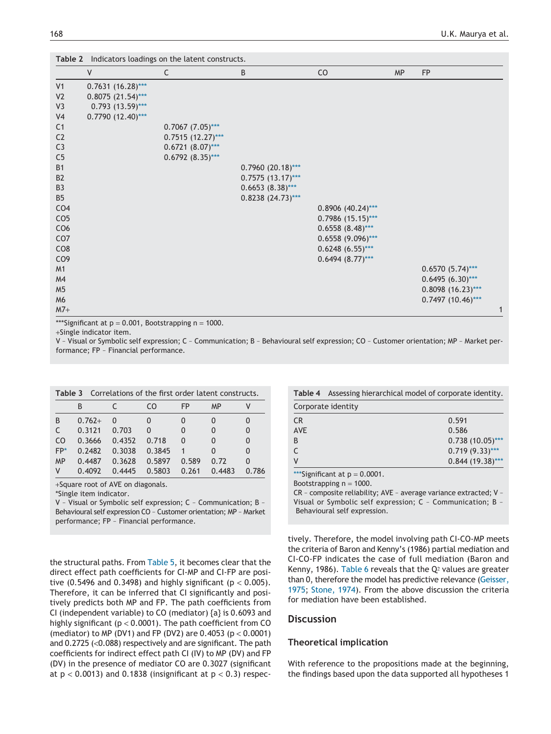**Table 2** Indicators loadings on the latent constructs.

| | V | C | B | CO | MP | FP |
|---|---|---|---|---|---|---|
| V1 | 0.7631 (16.28)*** | | | | | |
| V2 | 0.8075 (21.54)*** | | | | | |
| V3 | 0.793 (13.59)*** | | | | | |
| V4 | 0.7790 (12.40)*** | | | | | |
| C1 | | 0.7067 (7.05)*** | | | | |
| C2 | | 0.7515 (12.27)*** | | | | |
| C3 | | 0.6721 (8.07)*** | | | | |
| C5 | | 0.6792 (8.35)*** | | | | |
| B1 | | | 0.7960 (20.18)*** | | | |
| B2 | | | 0.7575 (13.17)*** | | | |
| B3 | | | 0.6653 (8.38)*** | | | |
| B5 | | | 0.8238 (24.73)*** | | | |
| CO4 | | | | 0.8906 (40.24)*** | | |
| CO5 | | | | 0.7986 (15.15)*** | | |
| CO6 | | | | 0.6558 (8.48)*** | | |
| CO7 | | | | 0.6558 (9.096)*** | | |
| CO8 | | | | 0.6248 (6.55)*** | | |
| CO9 | | | | 0.6494 (8.77)*** | | |
| M1 | | | | | | 0.6570 (5.74)*** |
| M4 | | | | | | 0.6495 (6.30)*** |
| M5 | | | | | | 0.8098 (16.23)*** |
| M6 | | | | | | 0.7497 (10.46)*** |
| M7+ | | | | | | 1 |

***Significant at p = 0.001, Bootstrapping n = 1000.
+Single indicator item.
V – Visual or Symbolic self expression; C – Communication; B – Behavioural self expression; CO – Customer orientation; MP – Market performance; FP – Financial performance.

**Table 3** Correlations of the first order latent constructs.

| | B | C | CO | FP | MP | V |
|---|---|---|---|---|---|---|
| B | 0.762+ | 0 | 0 | 0 | 0 | 0 |
| C | 0.3121 | 0.703 | 0 | 0 | 0 | 0 |
| CO | 0.3666 | 0.4352 | 0.718 | 0 | 0 | 0 |
| FP* | 0.2482 | 0.3038 | 0.3845 | 1 | 0 | 0 |
| MP | 0.4487 | 0.3628 | 0.5897 | 0.589 | 0.72 | 0 |
| V | 0.4092 | 0.4445 | 0.5803 | 0.261 | 0.4483 | 0.786 |

+Square root of AVE on diagonals.
*Single item indicator.
V – Visual or Symbolic self expression; C – Communication; B – Behavioural self expression CO – Customer orientation; MP – Market performance; FP – Financial performance.

**Table 4** Assessing hierarchical model of corporate identity.

| Corporate identity | |
|---|---|
| CR | 0.591 |
| AVE | 0.586 |
| B | 0.738 (10.05)*** |
| C | 0.719 (9.33)*** |
| V | 0.844 (19.38)*** |

***Significant at p = 0.0001.
Bootstrapping n = 1000.
CR – composite reliability; AVE – average variance extracted; V – Visual or Symbolic self expression; C – Communication; B – Behavioural self expression.

the structural paths. From Table 5, it becomes clear that the direct effect path coefficients for CI-MP and CI-FP are positive (0.5496 and 0.3498) and highly significant ($p < 0.005$). Therefore, it can be inferred that CI significantly and positively predicts both MP and FP. The path coefficients from CI (independent variable) to CO (mediator) {a} is 0.6093 and highly significant ($p < 0.0001$). The path coefficient from CO (mediator) to MP (DV1) and FP (DV2) are 0.4053 ($p < 0.0001$) and 0.2725 (<0.088) respectively and are significant. The path coefficients for indirect effect path CI (IV) to MP (DV) and FP (DV) in the presence of mediator CO are 0.3027 (significant at $p < 0.0013$) and 0.1838 (insignificant at $p < 0.3$) respectively. Therefore, the model involving path CI-CO-MP meets the criteria of Baron and Kenny's (1986) partial mediation and CI-CO-FP indicates the case of full mediation (Baron and Kenny, 1986). Table 6 reveals that the $Q^2$ values are greater than 0, therefore the model has predictive relevance (Geisser, 1975; Stone, 1974). From the above discussion the criteria for mediation have been established.

## Discussion

### Theoretical implication

With reference to the propositions made at the beginning, the findings based upon the data supported all hypotheses 1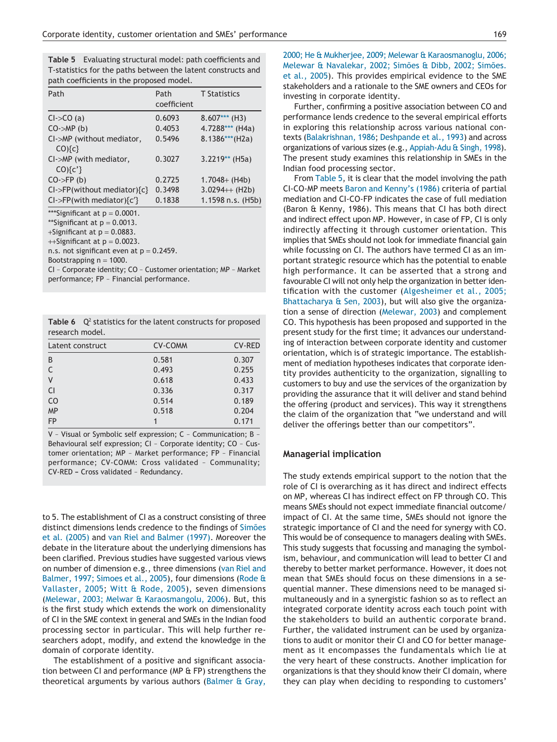**Table 5** Evaluating structural model: path coefficients and T-statistics for the paths between the latent constructs and path coefficients in the proposed model.

| Path | Path coefficient | T Statistics |
|---|---|---|
| CI->CO (a) | 0.6093 | 8.607*** (H3) |
| CO->MP (b) | 0.4053 | 4.7288*** (H4a) |
| CI->MP (without mediator, CO){c} | 0.5496 | 8.1386***(H2a) |
| CI->MP (with mediator, CO){c'} | 0.3027 | 3.2219** (H5a) |
| CO->FP (b) | 0.2725 | 1.7048+ (H4b) |
| CI->FP(without mediator){c} | 0.3498 | 3.0294++ (H2b) |
| CI->FP(with mediator){c'} | 0.1838 | 1.1598 n.s. (H5b) |

***Significant at p = 0.0001.
**Significant at p = 0.0013.
+Significant at p = 0.0883.
++Significant at p = 0.0023.
n.s. not significant even at p = 0.2459.
Bootstrapping n = 1000.
CI – Corporate identity; CO – Customer orientation; MP – Market performance; FP – Financial performance.

**Table 6** $Q^2$ statistics for the latent constructs for proposed research model.

| Latent construct | CV-COMM | CV-RED |
|---|---|---|
| B | 0.581 | 0.307 |
| C | 0.493 | 0.255 |
| V | 0.618 | 0.433 |
| CI | 0.336 | 0.317 |
| CO | 0.514 | 0.189 |
| MP | 0.518 | 0.204 |
| FP | 1 | 0.171 |

V – Visual or Symbolic self expression; C – Communication; B – Behavioural self expression; CI – Corporate identity; CO – Customer orientation; MP – Market performance; FP – Financial performance; CV-COMM: Cross validated – Communality; CV-RED – Cross validated – Redundancy.

to 5. The establishment of CI as a construct consisting of three distinct dimensions lends credence to the findings of Simões et al. (2005) and van Riel and Balmer (1997). Moreover the debate in the literature about the underlying dimensions has been clarified. Previous studies have suggested various views on number of dimension e.g., three dimensions (van Riel and Balmer, 1997; Simoes et al., 2005), four dimensions (Rode & Vallaster, 2005; Witt & Rode, 2005), seven dimensions (Melewar, 2003; Melwar & Karaosmangolu, 2006). But, this is the first study which extends the work on dimensionality of CI in the SME context in general and SMEs in the Indian food processing sector in particular. This will help further researchers adopt, modify, and extend the knowledge in the domain of corporate identity.

The establishment of a positive and significant association between CI and performance (MP & FP) strengthens the theoretical arguments by various authors (Balmer & Gray, 2000; He & Mukherjee, 2009; Melewar & Karaosmanoglu, 2006; Melewar & Navalekar, 2002; Simões & Dibb, 2002; Simões. et al., 2005). This provides empirical evidence to the SME stakeholders and a rationale to the SME owners and CEOs for investing in corporate identity.

Further, confirming a positive association between CO and performance lends credence to the several empirical efforts in exploring this relationship across various national contexts (Balakrishnan, 1986; Deshpande et al., 1993) and across organizations of various sizes (e.g., Appiah-Adu & Singh, 1998). The present study examines this relationship in SMEs in the Indian food processing sector.

From Table 5, it is clear that the model involving the path CI-CO-MP meets Baron and Kenny's (1986) criteria of partial mediation and CI-CO-FP indicates the case of full mediation (Baron & Kenny, 1986). This means that CI has both direct and indirect effect upon MP. However, in case of FP, CI is only indirectly affecting it through customer orientation. This implies that SMEs should not look for immediate financial gain while focussing on CI. The authors have termed CI as an important strategic resource which has the potential to enable high performance. It can be asserted that a strong and favourable CI will not only help the organization in better identification with the customer (Algesheimer et al., 2005; Bhattacharya & Sen, 2003), but will also give the organization a sense of direction (Melewar, 2003) and complement CO. This hypothesis has been proposed and supported in the present study for the first time; it advances our understanding of interaction between corporate identity and customer orientation, which is of strategic importance. The establishment of mediation hypotheses indicates that corporate identity provides authenticity to the organization, signalling to customers to buy and use the services of the organization by providing the assurance that it will deliver and stand behind the offering (product and services). This way it strengthens the claim of the organization that "we understand and will deliver the offerings better than our competitors".

## Managerial implication

The study extends empirical support to the notion that the role of CI is overarching as it has direct and indirect effects on MP, whereas CI has indirect effect on FP through CO. This means SMEs should not expect immediate financial outcome/impact of CI. At the same time, SMEs should not ignore the strategic importance of CI and the need for synergy with CO. This would be of consequence to managers dealing with SMEs. This study suggests that focussing and managing the symbolism, behaviour, and communication will lead to better CI and thereby to better market performance. However, it does not mean that SMEs should focus on these dimensions in a sequential manner. These dimensions need to be managed simultaneously and in a synergistic fashion so as to reflect an integrated corporate identity across each touch point with the stakeholders to build an authentic corporate brand. Further, the validated instrument can be used by organizations to audit or monitor their CI and CO for better management as it encompasses the fundamentals which lie at the very heart of these constructs. Another implication for organizations is that they should know their CI domain, where they can play when deciding to responding to customers'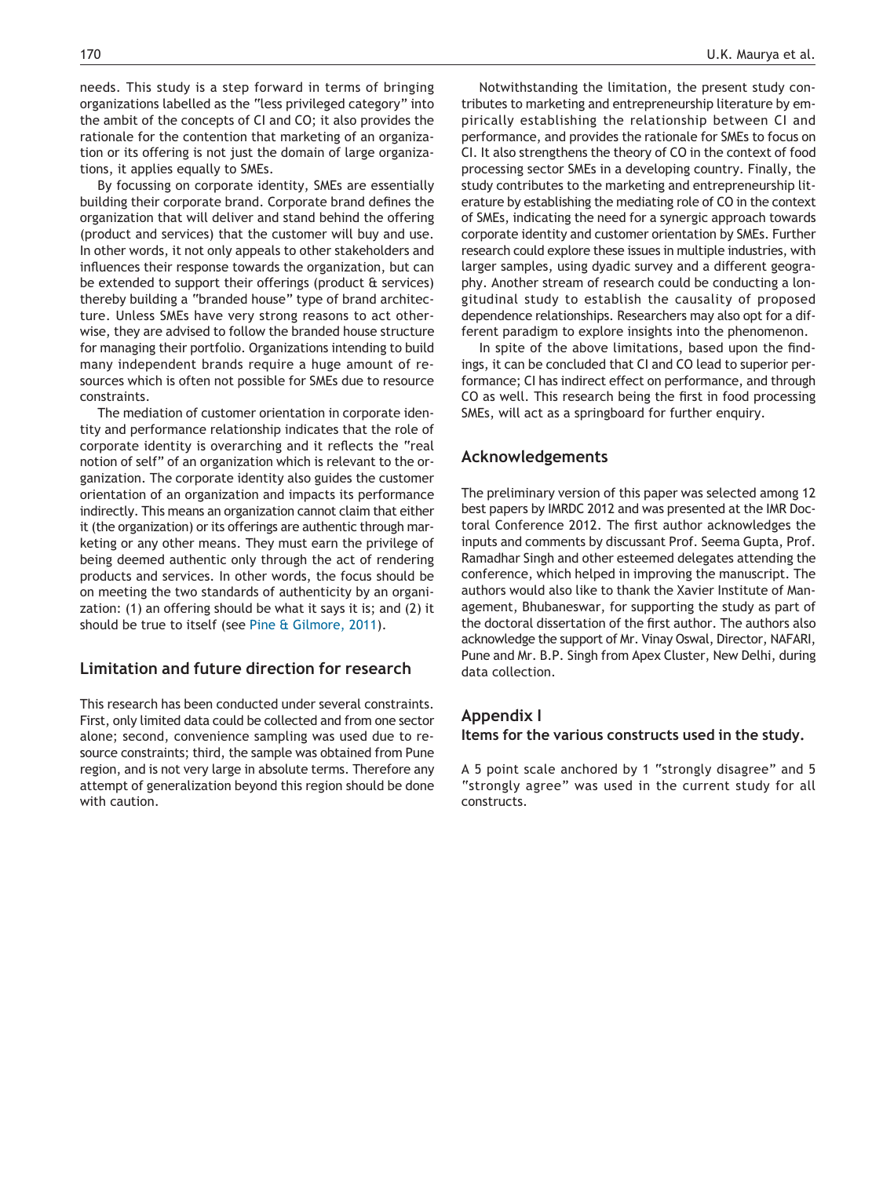needs. This study is a step forward in terms of bringing organizations labelled as the "less privileged category" into the ambit of the concepts of CI and CO; it also provides the rationale for the contention that marketing of an organization or its offering is not just the domain of large organizations, it applies equally to SMEs.

By focussing on corporate identity, SMEs are essentially building their corporate brand. Corporate brand defines the organization that will deliver and stand behind the offering (product and services) that the customer will buy and use. In other words, it not only appeals to other stakeholders and influences their response towards the organization, but can be extended to support their offerings (product & services) thereby building a "branded house" type of brand architecture. Unless SMEs have very strong reasons to act otherwise, they are advised to follow the branded house structure for managing their portfolio. Organizations intending to build many independent brands require a huge amount of resources which is often not possible for SMEs due to resource constraints.

The mediation of customer orientation in corporate identity and performance relationship indicates that the role of corporate identity is overarching and it reflects the "real notion of self" of an organization which is relevant to the organization. The corporate identity also guides the customer orientation of an organization and impacts its performance indirectly. This means an organization cannot claim that either it (the organization) or its offerings are authentic through marketing or any other means. They must earn the privilege of being deemed authentic only through the act of rendering products and services. In other words, the focus should be on meeting the two standards of authenticity by an organization: (1) an offering should be what it says it is; and (2) it should be true to itself (see Pine & Gilmore, 2011).

## Limitation and future direction for research

This research has been conducted under several constraints. First, only limited data could be collected and from one sector alone; second, convenience sampling was used due to resource constraints; third, the sample was obtained from Pune region, and is not very large in absolute terms. Therefore any attempt of generalization beyond this region should be done with caution.

Notwithstanding the limitation, the present study contributes to marketing and entrepreneurship literature by empirically establishing the relationship between CI and performance, and provides the rationale for SMEs to focus on CI. It also strengthens the theory of CO in the context of food processing sector SMEs in a developing country. Finally, the study contributes to the marketing and entrepreneurship literature by establishing the mediating role of CO in the context of SMEs, indicating the need for a synergic approach towards corporate identity and customer orientation by SMEs. Further research could explore these issues in multiple industries, with larger samples, using dyadic survey and a different geography. Another stream of research could be conducting a longitudinal study to establish the causality of proposed dependence relationships. Researchers may also opt for a different paradigm to explore insights into the phenomenon.

In spite of the above limitations, based upon the findings, it can be concluded that CI and CO lead to superior performance; CI has indirect effect on performance, and through CO as well. This research being the first in food processing SMEs, will act as a springboard for further enquiry.

## Acknowledgements

The preliminary version of this paper was selected among 12 best papers by IMRDC 2012 and was presented at the IMR Doctoral Conference 2012. The first author acknowledges the inputs and comments by discussant Prof. Seema Gupta, Prof. Ramadhar Singh and other esteemed delegates attending the conference, which helped in improving the manuscript. The authors would also like to thank the Xavier Institute of Management, Bhubaneswar, for supporting the study as part of the doctoral dissertation of the first author. The authors also acknowledge the support of Mr. Vinay Oswal, Director, NAFARI, Pune and Mr. B.P. Singh from Apex Cluster, New Delhi, during data collection.

## Appendix I

### Items for the various constructs used in the study.

A 5 point scale anchored by 1 "strongly disagree" and 5 "strongly agree" was used in the current study for all constructs.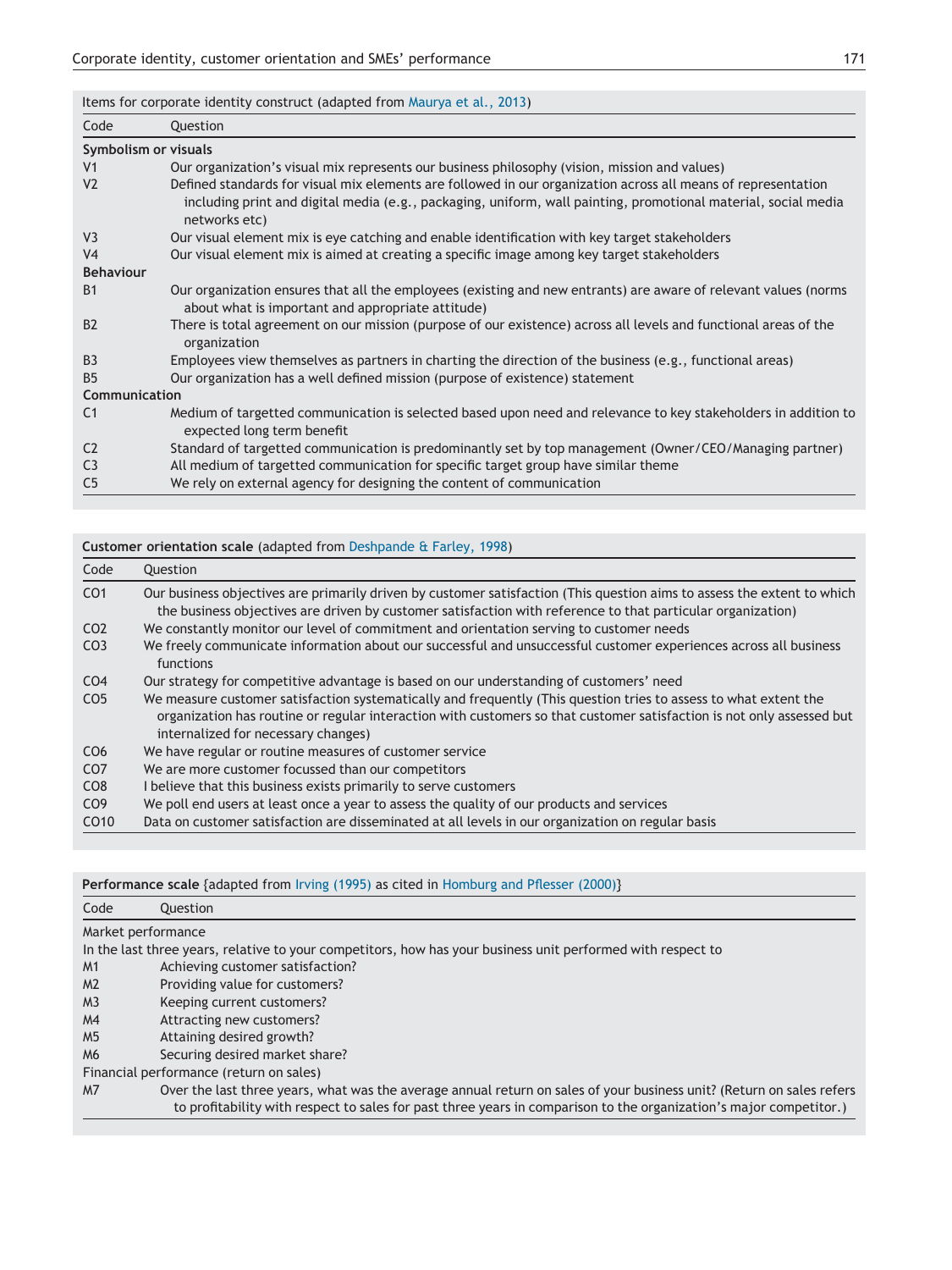Items for corporate identity construct (adapted from Maurya et al., 2013)

| Code | Question |
|---|---|
| **Symbolism or visuals** | |
| V1 | Our organization's visual mix represents our business philosophy (vision, mission and values) |
| V2 | Defined standards for visual mix elements are followed in our organization across all means of representation including print and digital media (e.g., packaging, uniform, wall painting, promotional material, social media networks etc) |
| V3 | Our visual element mix is eye catching and enable identification with key target stakeholders |
| V4 | Our visual element mix is aimed at creating a specific image among key target stakeholders |
| **Behaviour** | |
| B1 | Our organization ensures that all the employees (existing and new entrants) are aware of relevant values (norms about what is important and appropriate attitude) |
| B2 | There is total agreement on our mission (purpose of our existence) across all levels and functional areas of the organization |
| B3 | Employees view themselves as partners in charting the direction of the business (e.g., functional areas) |
| B5 | Our organization has a well defined mission (purpose of existence) statement |
| **Communication** | |
| C1 | Medium of targetted communication is selected based upon need and relevance to key stakeholders in addition to expected long term benefit |
| C2 | Standard of targetted communication is predominantly set by top management (Owner/CEO/Managing partner) |
| C3 | All medium of targetted communication for specific target group have similar theme |
| C5 | We rely on external agency for designing the content of communication |

**Customer orientation scale** (adapted from Deshpande & Farley, 1998)

| Code | Question |
|---|---|
| CO1 | Our business objectives are primarily driven by customer satisfaction (This question aims to assess the extent to which the business objectives are driven by customer satisfaction with reference to that particular organization) |
| CO2 | We constantly monitor our level of commitment and orientation serving to customer needs |
| CO3 | We freely communicate information about our successful and unsuccessful customer experiences across all business functions |
| CO4 | Our strategy for competitive advantage is based on our understanding of customers' need |
| CO5 | We measure customer satisfaction systematically and frequently (This question tries to assess to what extent the organization has routine or regular interaction with customers so that customer satisfaction is not only assessed but internalized for necessary changes) |
| CO6 | We have regular or routine measures of customer service |
| CO7 | We are more customer focussed than our competitors |
| CO8 | I believe that this business exists primarily to serve customers |
| CO9 | We poll end users at least once a year to assess the quality of our products and services |
| CO10 | Data on customer satisfaction are disseminated at all levels in our organization on regular basis |

**Performance scale** {adapted from Irving (1995) as cited in Homburg and Pflesser (2000)}

| Code | Question |
|---|---|
| Market performance | |
| In the last three years, relative to your competitors, how has your business unit performed with respect to | |
| M1 | Achieving customer satisfaction? |
| M2 | Providing value for customers? |
| M3 | Keeping current customers? |
| M4 | Attracting new customers? |
| M5 | Attaining desired growth? |
| M6 | Securing desired market share? |
| Financial performance (return on sales) | |
| M7 | Over the last three years, what was the average annual return on sales of your business unit? (Return on sales refers to profitability with respect to sales for past three years in comparison to the organization's major competitor.) |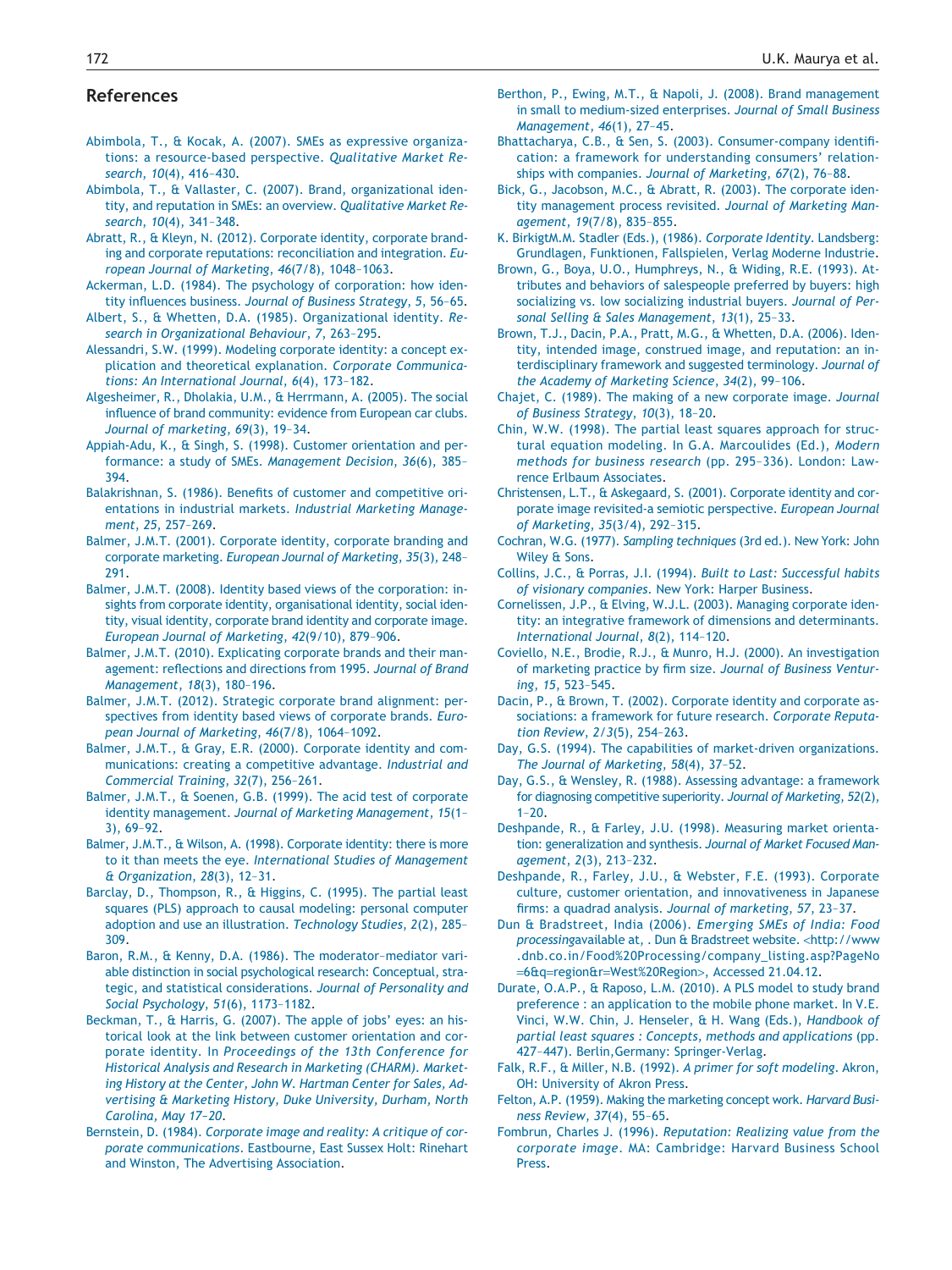## References

Abimbola, T., & Kocak, A. (2007). SMEs as expressive organizations: a resource-based perspective. *Qualitative Market Research*, *10*(4), 416–430.

Abimbola, T., & Vallaster, C. (2007). Brand, organizational identity, and reputation in SMEs: an overview. *Qualitative Market Research*, *10*(4), 341–348.

Abratt, R., & Kleyn, N. (2012). Corporate identity, corporate branding and corporate reputations: reconciliation and integration. *European Journal of Marketing*, *46*(7/8), 1048–1063.

Ackerman, L.D. (1984). The psychology of corporation: how identity influences business. *Journal of Business Strategy*, *5*, 56–65.

Albert, S., & Whetten, D.A. (1985). Organizational identity. *Research in Organizational Behaviour*, *7*, 263–295.

Alessandri, S.W. (1999). Modeling corporate identity: a concept explication and theoretical explanation. *Corporate Communications: An International Journal*, *6*(4), 173–182.

Algesheimer, R., Dholakia, U.M., & Herrmann, A. (2005). The social influence of brand community: evidence from European car clubs. *Journal of marketing*, *69*(3), 19–34.

Appiah-Adu, K., & Singh, S. (1998). Customer orientation and performance: a study of SMEs. *Management Decision*, *36*(6), 385–394.

Balakrishnan, S. (1986). Benefits of customer and competitive orientations in industrial markets. *Industrial Marketing Management*, *25*, 257–269.

Balmer, J.M.T. (2001). Corporate identity, corporate branding and corporate marketing. *European Journal of Marketing*, *35*(3), 248–291.

Balmer, J.M.T. (2008). Identity based views of the corporation: insights from corporate identity, organisational identity, social identity, visual identity, corporate brand identity and corporate image. *European Journal of Marketing*, *42*(9/10), 879–906.

Balmer, J.M.T. (2010). Explicating corporate brands and their management: reflections and directions from 1995. *Journal of Brand Management*, *18*(3), 180–196.

Balmer, J.M.T. (2012). Strategic corporate brand alignment: perspectives from identity based views of corporate brands. *European Journal of Marketing*, *46*(7/8), 1064–1092.

Balmer, J.M.T., & Gray, E.R. (2000). Corporate identity and communications: creating a competitive advantage. *Industrial and Commercial Training*, *32*(7), 256–261.

Balmer, J.M.T., & Soenen, G.B. (1999). The acid test of corporate identity management. *Journal of Marketing Management*, *15*(1–3), 69–92.

Balmer, J.M.T., & Wilson, A. (1998). Corporate identity: there is more to it than meets the eye. *International Studies of Management & Organization*, *28*(3), 12–31.

Barclay, D., Thompson, R., & Higgins, C. (1995). The partial least squares (PLS) approach to causal modeling: personal computer adoption and use an illustration. *Technology Studies*, *2*(2), 285–309.

Baron, R.M., & Kenny, D.A. (1986). The moderator–mediator variable distinction in social psychological research: Conceptual, strategic, and statistical considerations. *Journal of Personality and Social Psychology*, *51*(6), 1173–1182.

Beckman, T., & Harris, G. (2007). The apple of jobs' eyes: an historical look at the link between customer orientation and corporate identity. In *Proceedings of the 13th Conference for Historical Analysis and Research in Marketing (CHARM). Marketing History at the Center, John W. Hartman Center for Sales, Advertising & Marketing History, Duke University, Durham, North Carolina, May 17–20*.

Bernstein, D. (1984). *Corporate image and reality: A critique of corporate communications*. Eastbourne, East Sussex Holt: Rinehart and Winston, The Advertising Association.

Berthon, P., Ewing, M.T., & Napoli, J. (2008). Brand management in small to medium-sized enterprises. *Journal of Small Business Management*, *46*(1), 27–45.

Bhattacharya, C.B., & Sen, S. (2003). Consumer-company identification: a framework for understanding consumers' relationships with companies. *Journal of Marketing*, *67*(2), 76–88.

Bick, G., Jacobson, M.C., & Abratt, R. (2003). The corporate identity management process revisited. *Journal of Marketing Management*, *19*(7/8), 835–855.

K. BirkigtM.M. Stadler (Eds.), (1986). *Corporate Identity*. Landsberg: Grundlagen, Funktionen, Fallspielen, Verlag Moderne Industrie.

Brown, G., Boya, U.O., Humphreys, N., & Widing, R.E. (1993). Attributes and behaviors of salespeople preferred by buyers: high socializing vs. low socializing industrial buyers. *Journal of Personal Selling & Sales Management*, *13*(1), 25–33.

Brown, T.J., Dacin, P.A., Pratt, M.G., & Whetten, D.A. (2006). Identity, intended image, construed image, and reputation: an interdisciplinary framework and suggested terminology. *Journal of the Academy of Marketing Science*, *34*(2), 99–106.

Chajet, C. (1989). The making of a new corporate image. *Journal of Business Strategy*, *10*(3), 18–20.

Chin, W.W. (1998). The partial least squares approach for structural equation modeling. In G.A. Marcoulides (Ed.), *Modern methods for business research* (pp. 295–336). London: Lawrence Erlbaum Associates.

Christensen, L.T., & Askegaard, S. (2001). Corporate identity and corporate image revisited-a semiotic perspective. *European Journal of Marketing*, *35*(3/4), 292–315.

Cochran, W.G. (1977). *Sampling techniques* (3rd ed.). New York: John Wiley & Sons.

Collins, J.C., & Porras, J.I. (1994). *Built to Last: Successful habits of visionary companies*. New York: Harper Business.

Cornelissen, J.P., & Elving, W.J.L. (2003). Managing corporate identity: an integrative framework of dimensions and determinants. *International Journal*, *8*(2), 114–120.

Coviello, N.E., Brodie, R.J., & Munro, H.J. (2000). An investigation of marketing practice by firm size. *Journal of Business Venturing*, *15*, 523–545.

Dacin, P., & Brown, T. (2002). Corporate identity and corporate associations: a framework for future research. *Corporate Reputation Review*, *2/3*(5), 254–263.

Day, G.S. (1994). The capabilities of market-driven organizations. *The Journal of Marketing*, *58*(4), 37–52.

Day, G.S., & Wensley, R. (1988). Assessing advantage: a framework for diagnosing competitive superiority. *Journal of Marketing*, *52*(2), 1–20.

Deshpande, R., & Farley, J.U. (1998). Measuring market orientation: generalization and synthesis. *Journal of Market Focused Management*, *2*(3), 213–232.

Deshpande, R., Farley, J.U., & Webster, F.E. (1993). Corporate culture, customer orientation, and innovativeness in Japanese firms: a quadrad analysis. *Journal of marketing*, *57*, 23–37.

Dun & Bradstreet, India (2006). *Emerging SMEs of India: Food processing*available at, . Dun & Bradstreet website. <http://www.dnb.co.in/Food%20Processing/company_listing.asp?PageNo=6&q=region&r=West%20Region>, Accessed 21.04.12.

Durate, O.A.P., & Raposo, L.M. (2010). A PLS model to study brand preference : an application to the mobile phone market. In V.E. Vinci, W.W. Chin, J. Henseler, & H. Wang (Eds.), *Handbook of partial least squares : Concepts, methods and applications* (pp. 427–447). Berlin,Germany: Springer-Verlag.

Falk, R.F., & Miller, N.B. (1992). *A primer for soft modeling*. Akron, OH: University of Akron Press.

Felton, A.P. (1959). Making the marketing concept work. *Harvard Business Review*, *37*(4), 55–65.

Fombrun, Charles J. (1996). *Reputation: Realizing value from the corporate image*. MA: Cambridge: Harvard Business School Press.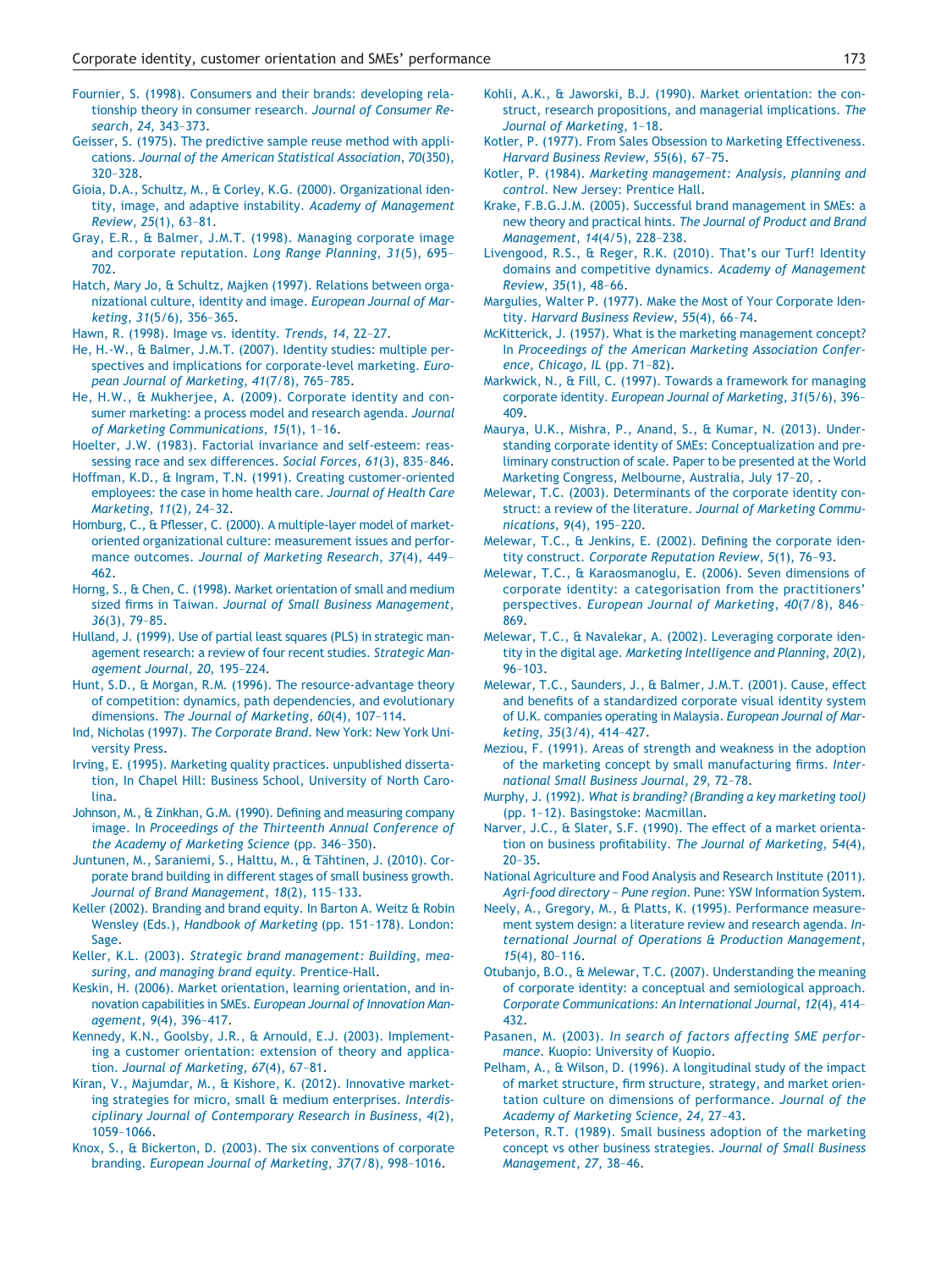Fournier, S. (1998). Consumers and their brands: developing relationship theory in consumer research. *Journal of Consumer Research*, *24*, 343–373.

Geisser, S. (1975). The predictive sample reuse method with applications. *Journal of the American Statistical Association*, *70*(350), 320–328.

Gioia, D.A., Schultz, M., & Corley, K.G. (2000). Organizational identity, image, and adaptive instability. *Academy of Management Review*, *25*(1), 63–81.

Gray, E.R., & Balmer, J.M.T. (1998). Managing corporate image and corporate reputation. *Long Range Planning*, *31*(5), 695–702.

Hatch, Mary Jo, & Schultz, Majken (1997). Relations between organizational culture, identity and image. *European Journal of Marketing*, *31*(5/6), 356–365.

Hawn, R. (1998). Image vs. identity. *Trends*, *14*, 22–27.

He, H.-W., & Balmer, J.M.T. (2007). Identity studies: multiple perspectives and implications for corporate-level marketing. *European Journal of Marketing*, *41*(7/8), 765–785.

He, H.W., & Mukherjee, A. (2009). Corporate identity and consumer marketing: a process model and research agenda. *Journal of Marketing Communications*, *15*(1), 1–16.

Hoelter, J.W. (1983). Factorial invariance and self-esteem: reassessing race and sex differences. *Social Forces*, *61*(3), 835–846.

Hoffman, K.D., & Ingram, T.N. (1991). Creating customer-oriented employees: the case in home health care. *Journal of Health Care Marketing*, *11*(2), 24–32.

Homburg, C., & Pflesser, C. (2000). A multiple-layer model of market-oriented organizational culture: measurement issues and performance outcomes. *Journal of Marketing Research*, *37*(4), 449–462.

Horng, S., & Chen, C. (1998). Market orientation of small and medium sized firms in Taiwan. *Journal of Small Business Management*, *36*(3), 79–85.

Hulland, J. (1999). Use of partial least squares (PLS) in strategic management research: a review of four recent studies. *Strategic Management Journal*, *20*, 195–224.

Hunt, S.D., & Morgan, R.M. (1996). The resource-advantage theory of competition: dynamics, path dependencies, and evolutionary dimensions. *The Journal of Marketing*, *60*(4), 107–114.

Ind, Nicholas (1997). *The Corporate Brand*. New York: New York University Press.

Irving, E. (1995). Marketing quality practices. unpublished dissertation, In Chapel Hill: Business School, University of North Carolina.

Johnson, M., & Zinkhan, G.M. (1990). Defining and measuring company image. In *Proceedings of the Thirteenth Annual Conference of the Academy of Marketing Science* (pp. 346–350).

Juntunen, M., Saraniemi, S., Halttu, M., & Tähtinen, J. (2010). Corporate brand building in different stages of small business growth. *Journal of Brand Management*, *18*(2), 115–133.

Keller (2002). Branding and brand equity. In Barton A. Weitz & Robin Wensley (Eds.), *Handbook of Marketing* (pp. 151–178). London: Sage.

Keller, K.L. (2003). *Strategic brand management: Building, measuring, and managing brand equity*. Prentice-Hall.

Keskin, H. (2006). Market orientation, learning orientation, and innovation capabilities in SMEs. *European Journal of Innovation Management*, *9*(4), 396–417.

Kennedy, K.N., Goolsby, J.R., & Arnould, E.J. (2003). Implementing a customer orientation: extension of theory and application. *Journal of Marketing*, *67*(4), 67–81.

Kiran, V., Majumdar, M., & Kishore, K. (2012). Innovative marketing strategies for micro, small & medium enterprises. *Interdisciplinary Journal of Contemporary Research in Business*, *4*(2), 1059–1066.

Knox, S., & Bickerton, D. (2003). The six conventions of corporate branding. *European Journal of Marketing*, *37*(7/8), 998–1016.

Kohli, A.K., & Jaworski, B.J. (1990). Market orientation: the construct, research propositions, and managerial implications. *The Journal of Marketing*, 1–18.

Kotler, P. (1977). From Sales Obsession to Marketing Effectiveness. *Harvard Business Review*, *55*(6), 67–75.

Kotler, P. (1984). *Marketing management: Analysis, planning and control*. New Jersey: Prentice Hall.

Krake, F.B.G.J.M. (2005). Successful brand management in SMEs: a new theory and practical hints. *The Journal of Product and Brand Management*, *14*(4/5), 228–238.

Livengood, R.S., & Reger, R.K. (2010). That's our Turf! Identity domains and competitive dynamics. *Academy of Management Review*, *35*(1), 48–66.

Margulies, Walter P. (1977). Make the Most of Your Corporate Identity. *Harvard Business Review*, *55*(4), 66–74.

McKitterick, J. (1957). What is the marketing management concept? In *Proceedings of the American Marketing Association Conference, Chicago, IL* (pp. 71–82).

Markwick, N., & Fill, C. (1997). Towards a framework for managing corporate identity. *European Journal of Marketing*, *31*(5/6), 396–409.

Maurya, U.K., Mishra, P., Anand, S., & Kumar, N. (2013). Understanding corporate identity of SMEs: Conceptualization and preliminary construction of scale. Paper to be presented at the World Marketing Congress, Melbourne, Australia, July 17–20, .

Melewar, T.C. (2003). Determinants of the corporate identity construct: a review of the literature. *Journal of Marketing Communications*, *9*(4), 195–220.

Melewar, T.C., & Jenkins, E. (2002). Defining the corporate identity construct. *Corporate Reputation Review*, *5*(1), 76–93.

Melewar, T.C., & Karaosmanoglu, E. (2006). Seven dimensions of corporate identity: a categorisation from the practitioners' perspectives. *European Journal of Marketing*, *40*(7/8), 846–869.

Melewar, T.C., & Navalekar, A. (2002). Leveraging corporate identity in the digital age. *Marketing Intelligence and Planning*, *20*(2), 96–103.

Melewar, T.C., Saunders, J., & Balmer, J.M.T. (2001). Cause, effect and benefits of a standardized corporate visual identity system of U.K. companies operating in Malaysia. *European Journal of Marketing*, *35*(3/4), 414–427.

Meziou, F. (1991). Areas of strength and weakness in the adoption of the marketing concept by small manufacturing firms. *International Small Business Journal*, *29*, 72–78.

Murphy, J. (1992). *What is branding? (Branding a key marketing tool)* (pp. 1–12). Basingstoke: Macmillan.

Narver, J.C., & Slater, S.F. (1990). The effect of a market orientation on business profitability. *The Journal of Marketing*, *54*(4), 20–35.

National Agriculture and Food Analysis and Research Institute (2011). *Agri-food directory – Pune region*. Pune: YSW Information System.

Neely, A., Gregory, M., & Platts, K. (1995). Performance measurement system design: a literature review and research agenda. *International Journal of Operations & Production Management*, *15*(4), 80–116.

Otubanjo, B.O., & Melewar, T.C. (2007). Understanding the meaning of corporate identity: a conceptual and semiological approach. *Corporate Communications: An International Journal*, *12*(4), 414–432.

Pasanen, M. (2003). *In search of factors affecting SME performance*. Kuopio: University of Kuopio.

Pelham, A., & Wilson, D. (1996). A longitudinal study of the impact of market structure, firm structure, strategy, and market orientation culture on dimensions of performance. *Journal of the Academy of Marketing Science*, *24*, 27–43.

Peterson, R.T. (1989). Small business adoption of the marketing concept vs other business strategies. *Journal of Small Business Management*, *27*, 38–46.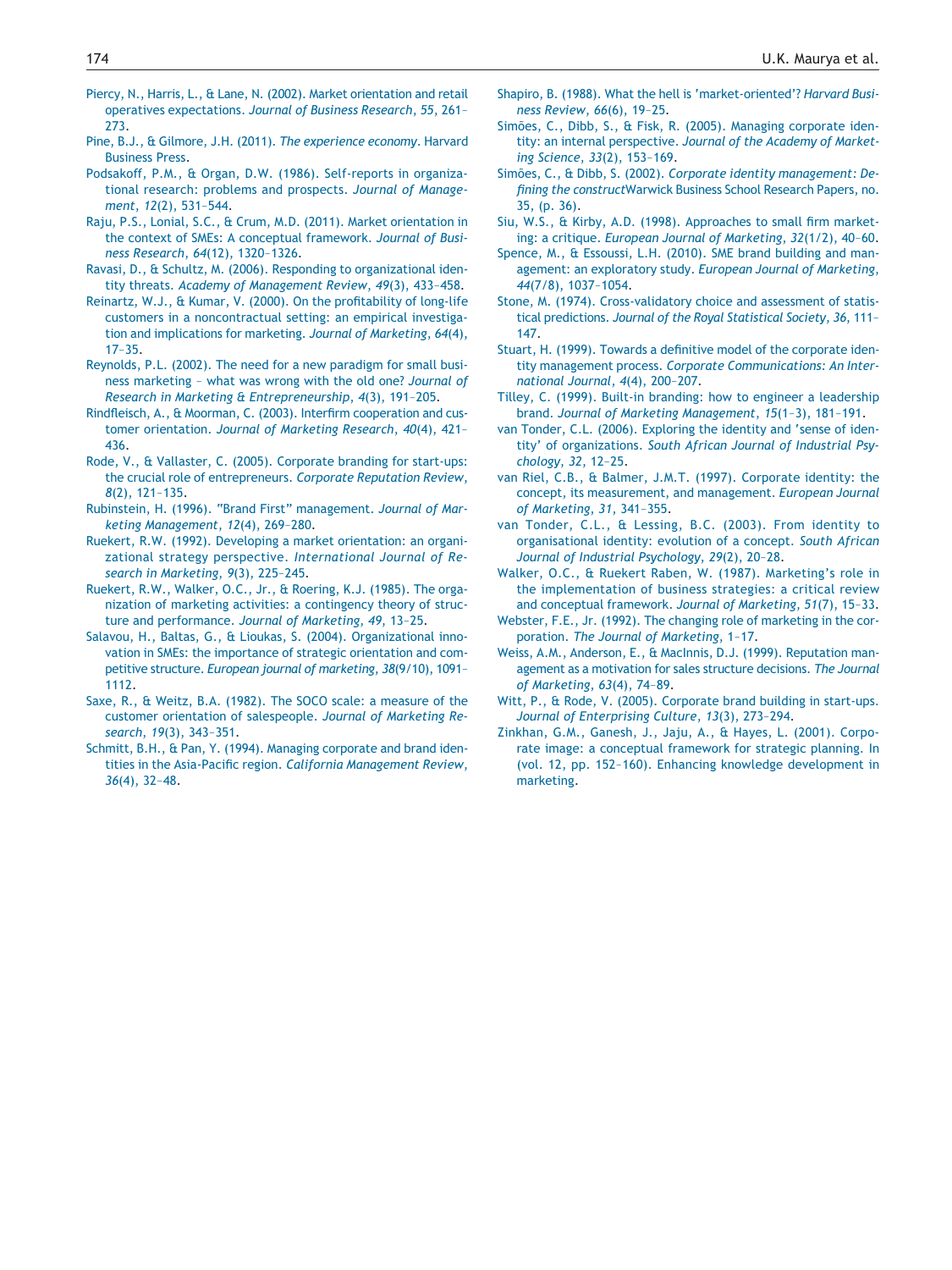Piercy, N., Harris, L., & Lane, N. (2002). Market orientation and retail operatives expectations. *Journal of Business Research*, *55*, 261–273.

Pine, B.J., & Gilmore, J.H. (2011). *The experience economy*. Harvard Business Press.

Podsakoff, P.M., & Organ, D.W. (1986). Self-reports in organizational research: problems and prospects. *Journal of Management*, *12*(2), 531–544.

Raju, P.S., Lonial, S.C., & Crum, M.D. (2011). Market orientation in the context of SMEs: A conceptual framework. *Journal of Business Research*, *64*(12), 1320–1326.

Ravasi, D., & Schultz, M. (2006). Responding to organizational identity threats. *Academy of Management Review*, *49*(3), 433–458.

Reinartz, W.J., & Kumar, V. (2000). On the profitability of long-life customers in a noncontractual setting: an empirical investigation and implications for marketing. *Journal of Marketing*, *64*(4), 17–35.

Reynolds, P.L. (2002). The need for a new paradigm for small business marketing – what was wrong with the old one? *Journal of Research in Marketing & Entrepreneurship*, *4*(3), 191–205.

Rindfleisch, A., & Moorman, C. (2003). Interfirm cooperation and customer orientation. *Journal of Marketing Research*, *40*(4), 421–436.

Rode, V., & Vallaster, C. (2005). Corporate branding for start-ups: the crucial role of entrepreneurs. *Corporate Reputation Review*, *8*(2), 121–135.

Rubinstein, H. (1996). ''Brand First'' management. *Journal of Marketing Management*, *12*(4), 269–280.

Ruekert, R.W. (1992). Developing a market orientation: an organizational strategy perspective. *International Journal of Research in Marketing*, *9*(3), 225–245.

Ruekert, R.W., Walker, O.C., Jr., & Roering, K.J. (1985). The organization of marketing activities: a contingency theory of structure and performance. *Journal of Marketing*, *49*, 13–25.

Salavou, H., Baltas, G., & Lioukas, S. (2004). Organizational innovation in SMEs: the importance of strategic orientation and competitive structure. *European journal of marketing*, *38*(9/10), 1091–1112.

Saxe, R., & Weitz, B.A. (1982). The SOCO scale: a measure of the customer orientation of salespeople. *Journal of Marketing Research*, *19*(3), 343–351.

Schmitt, B.H., & Pan, Y. (1994). Managing corporate and brand identities in the Asia-Pacific region. *California Management Review*, *36*(4), 32–48.

Shapiro, B. (1988). What the hell is 'market-oriented'? *Harvard Business Review*, *66*(6), 19–25.

Simões, C., Dibb, S., & Fisk, R. (2005). Managing corporate identity: an internal perspective. *Journal of the Academy of Marketing Science*, *33*(2), 153–169.

Simões, C., & Dibb, S. (2002). *Corporate identity management: Defining the construct*Warwick Business School Research Papers, no. 35, (p. 36).

Siu, W.S., & Kirby, A.D. (1998). Approaches to small firm marketing: a critique. *European Journal of Marketing*, *32*(1/2), 40–60.

Spence, M., & Essoussi, L.H. (2010). SME brand building and management: an exploratory study. *European Journal of Marketing*, *44*(7/8), 1037–1054.

Stone, M. (1974). Cross-validatory choice and assessment of statistical predictions. *Journal of the Royal Statistical Society*, *36*, 111–147.

Stuart, H. (1999). Towards a definitive model of the corporate identity management process. *Corporate Communications: An International Journal*, *4*(4), 200–207.

Tilley, C. (1999). Built-in branding: how to engineer a leadership brand. *Journal of Marketing Management*, *15*(1–3), 181–191.

van Tonder, C.L. (2006). Exploring the identity and 'sense of identity' of organizations. *South African Journal of Industrial Psychology*, *32*, 12–25.

van Riel, C.B., & Balmer, J.M.T. (1997). Corporate identity: the concept, its measurement, and management. *European Journal of Marketing*, *31*, 341–355.

van Tonder, C.L., & Lessing, B.C. (2003). From identity to organisational identity: evolution of a concept. *South African Journal of Industrial Psychology*, *29*(2), 20–28.

Walker, O.C., & Ruekert Raben, W. (1987). Marketing's role in the implementation of business strategies: a critical review and conceptual framework. *Journal of Marketing*, *51*(7), 15–33.

Webster, F.E., Jr. (1992). The changing role of marketing in the corporation. *The Journal of Marketing*, 1–17.

Weiss, A.M., Anderson, E., & MacInnis, D.J. (1999). Reputation management as a motivation for sales structure decisions. *The Journal of Marketing*, *63*(4), 74–89.

Witt, P., & Rode, V. (2005). Corporate brand building in start-ups. *Journal of Enterprising Culture*, *13*(3), 273–294.

Zinkhan, G.M., Ganesh, J., Jaju, A., & Hayes, L. (2001). Corporate image: a conceptual framework for strategic planning. In (vol. 12, pp. 152–160). Enhancing knowledge development in marketing.